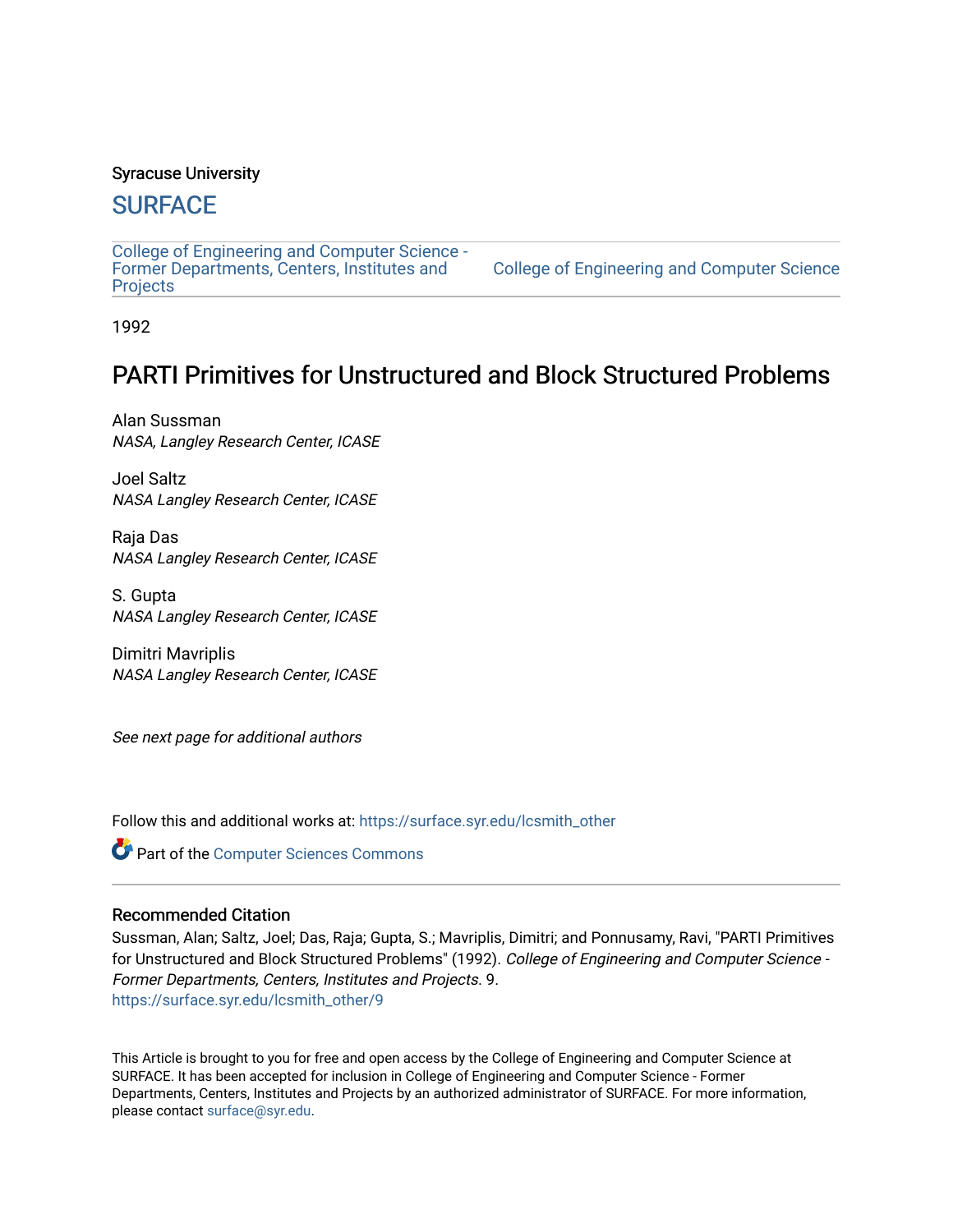Syracuse University

# SURFACE

College of Engineering and Computer Science - Former Departments, Centers, Institutes and Projects | College of Engineering and Computer Science

1992

## PARTI Primitives for Unstructured and Block Structured Problems

Alan Sussman
*NASA, Langley Research Center, ICASE*

Joel Saltz
*NASA Langley Research Center, ICASE*

Raja Das
*NASA Langley Research Center, ICASE*

S. Gupta
*NASA Langley Research Center, ICASE*

Dimitri Mavriplis
*NASA Langley Research Center, ICASE*

*See next page for additional authors*

Follow this and additional works at: https://surface.syr.edu/lcsmith_other

Part of the Computer Sciences Commons

### Recommended Citation

Sussman, Alan; Saltz, Joel; Das, Raja; Gupta, S.; Mavriplis, Dimitri; and Ponnusamy, Ravi, "PARTI Primitives for Unstructured and Block Structured Problems" (1992). *College of Engineering and Computer Science - Former Departments, Centers, Institutes and Projects*. 9.
https://surface.syr.edu/lcsmith_other/9

This Article is brought to you for free and open access by the College of Engineering and Computer Science at SURFACE. It has been accepted for inclusion in College of Engineering and Computer Science - Former Departments, Centers, Institutes and Projects by an authorized administrator of SURFACE. For more information, please contact surface@syr.edu.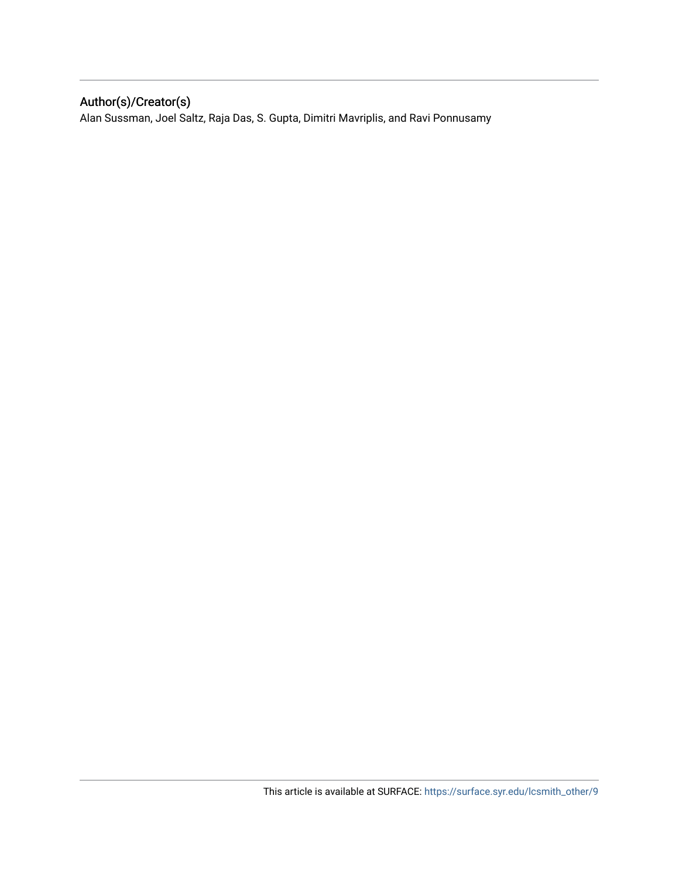## Author(s)/Creator(s)

Alan Sussman, Joel Saltz, Raja Das, S. Gupta, Dimitri Mavriplis, and Ravi Ponnusamy

This article is available at SURFACE: https://surface.syr.edu/lcsmith_other/9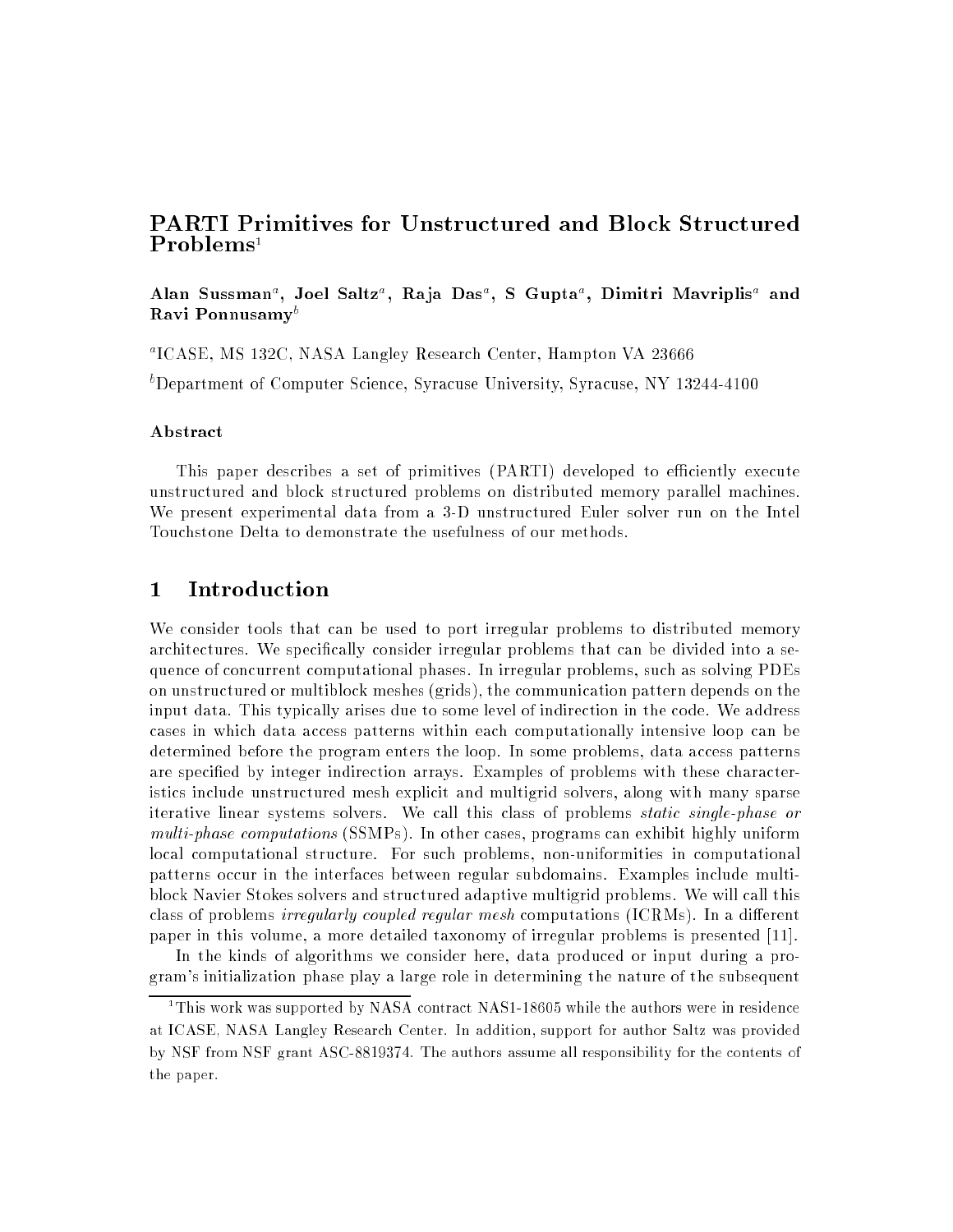# PARTI Primitives for Unstructured and Block Structured Problems[1]

**Alan Sussman[a], Joel Saltz[a], Raja Das[a], S Gupta[a], Dimitri Mavriplis[a] and Ravi Ponnusamy[b]**

[a]ICASE, MS 132C, NASA Langley Research Center, Hampton VA 23666

[b]Department of Computer Science, Syracuse University, Syracuse, NY 13244-4100

### Abstract

This paper describes a set of primitives (PARTI) developed to efficiently execute unstructured and block structured problems on distributed memory parallel machines. We present experimental data from a 3-D unstructured Euler solver run on the Intel Touchstone Delta to demonstrate the usefulness of our methods.

## 1 Introduction

We consider tools that can be used to port irregular problems to distributed memory architectures. We specifically consider irregular problems that can be divided into a sequence of concurrent computational phases. In irregular problems, such as solving PDEs on unstructured or multiblock meshes (grids), the communication pattern depends on the input data. This typically arises due to some level of indirection in the code. We address cases in which data access patterns within each computationally intensive loop can be determined before the program enters the loop. In some problems, data access patterns are specified by integer indirection arrays. Examples of problems with these characteristics include unstructured mesh explicit and multigrid solvers, along with many sparse iterative linear systems solvers. We call this class of problems *static single-phase or multi-phase computations* (SSMPs). In other cases, programs can exhibit highly uniform local computational structure. For such problems, non-uniformities in computational patterns occur in the interfaces between regular subdomains. Examples include multiblock Navier Stokes solvers and structured adaptive multigrid problems. We will call this class of problems *irregularly coupled regular mesh* computations (ICRMs). In a different paper in this volume, a more detailed taxonomy of irregular problems is presented [11].

In the kinds of algorithms we consider here, data produced or input during a program's initialization phase play a large role in determining the nature of the subsequent

[1]This work was supported by NASA contract NAS1-18605 while the authors were in residence at ICASE, NASA Langley Research Center. In addition, support for author Saltz was provided by NSF from NSF grant ASC-8819374. The authors assume all responsibility for the contents of the paper.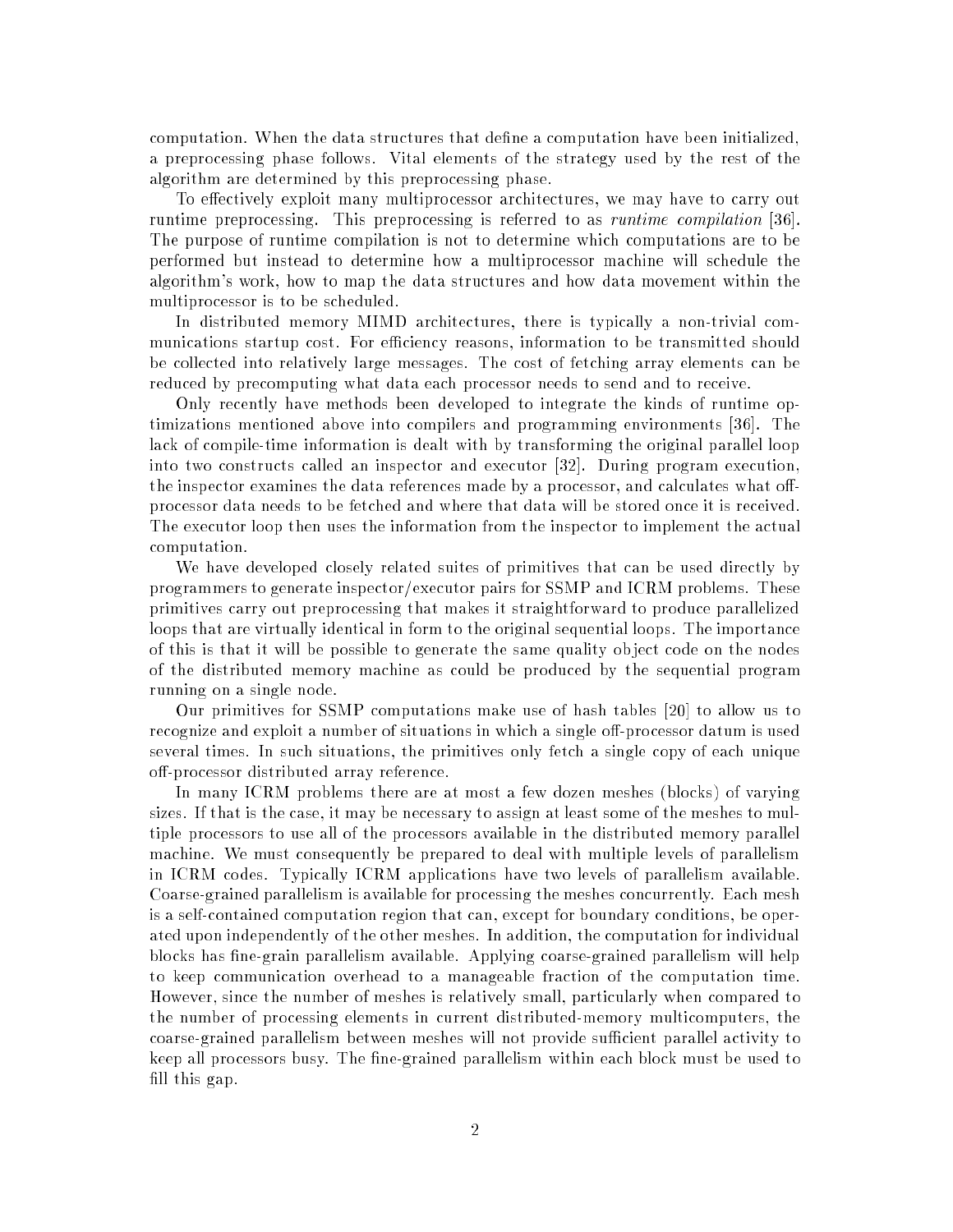computation. When the data structures that define a computation have been initialized, a preprocessing phase follows. Vital elements of the strategy used by the rest of the algorithm are determined by this preprocessing phase.

To effectively exploit many multiprocessor architectures, we may have to carry out runtime preprocessing. This preprocessing is referred to as *runtime compilation* [36]. The purpose of runtime compilation is not to determine which computations are to be performed but instead to determine how a multiprocessor machine will schedule the algorithm's work, how to map the data structures and how data movement within the multiprocessor is to be scheduled.

In distributed memory MIMD architectures, there is typically a non-trivial communications startup cost. For efficiency reasons, information to be transmitted should be collected into relatively large messages. The cost of fetching array elements can be reduced by precomputing what data each processor needs to send and to receive.

Only recently have methods been developed to integrate the kinds of runtime optimizations mentioned above into compilers and programming environments [36]. The lack of compile-time information is dealt with by transforming the original parallel loop into two constructs called an inspector and executor [32]. During program execution, the inspector examines the data references made by a processor, and calculates what off-processor data needs to be fetched and where that data will be stored once it is received. The executor loop then uses the information from the inspector to implement the actual computation.

We have developed closely related suites of primitives that can be used directly by programmers to generate inspector/executor pairs for SSMP and ICRM problems. These primitives carry out preprocessing that makes it straightforward to produce parallelized loops that are virtually identical in form to the original sequential loops. The importance of this is that it will be possible to generate the same quality object code on the nodes of the distributed memory machine as could be produced by the sequential program running on a single node.

Our primitives for SSMP computations make use of hash tables [20] to allow us to recognize and exploit a number of situations in which a single off-processor datum is used several times. In such situations, the primitives only fetch a single copy of each unique off-processor distributed array reference.

In many ICRM problems there are at most a few dozen meshes (blocks) of varying sizes. If that is the case, it may be necessary to assign at least some of the meshes to multiple processors to use all of the processors available in the distributed memory parallel machine. We must consequently be prepared to deal with multiple levels of parallelism in ICRM codes. Typically ICRM applications have two levels of parallelism available. Coarse-grained parallelism is available for processing the meshes concurrently. Each mesh is a self-contained computation region that can, except for boundary conditions, be operated upon independently of the other meshes. In addition, the computation for individual blocks has fine-grain parallelism available. Applying coarse-grained parallelism will help to keep communication overhead to a manageable fraction of the computation time. However, since the number of meshes is relatively small, particularly when compared to the number of processing elements in current distributed-memory multicomputers, the coarse-grained parallelism between meshes will not provide sufficient parallel activity to keep all processors busy. The fine-grained parallelism within each block must be used to fill this gap.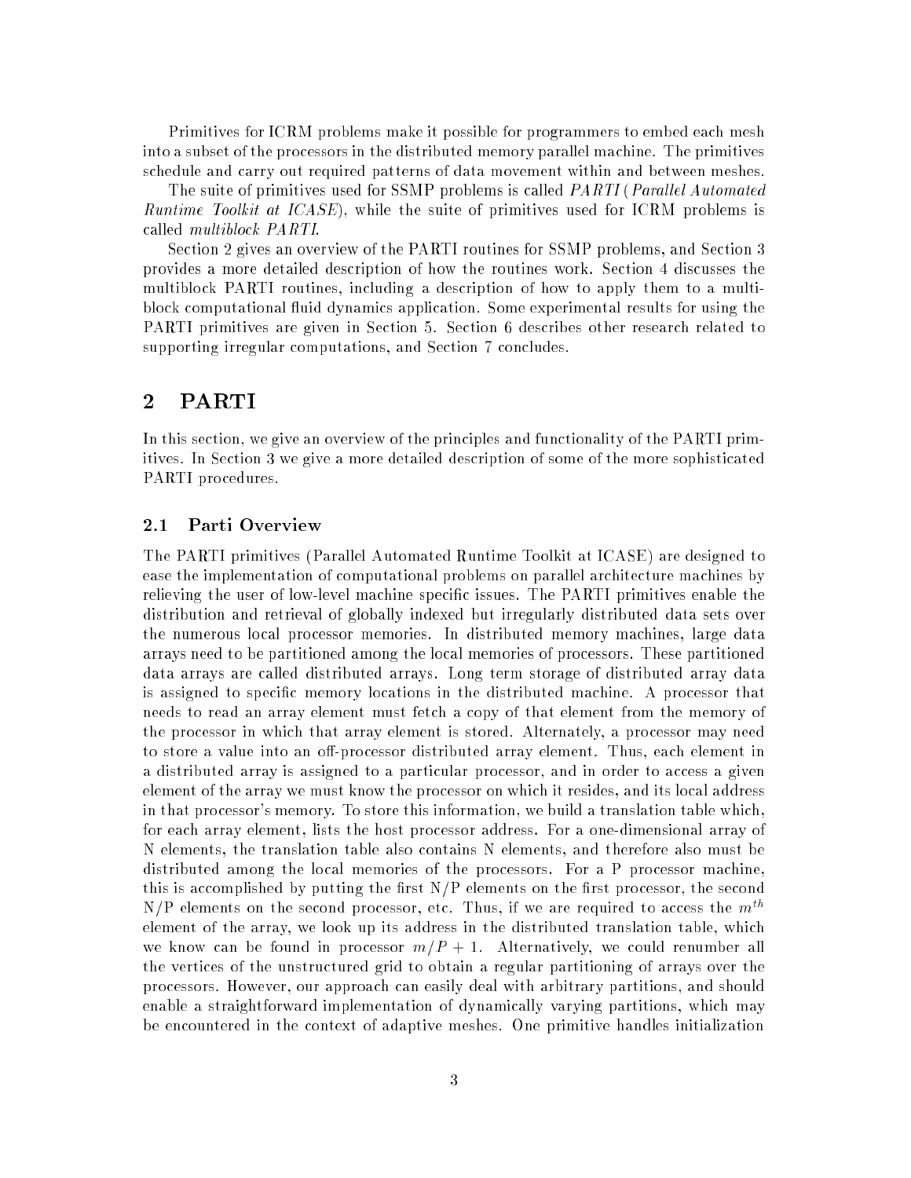Primitives for ICRM problems make it possible for programmers to embed each mesh into a subset of the processors in the distributed memory parallel machine. The primitives schedule and carry out required patterns of data movement within and between meshes.

The suite of primitives used for SSMP problems is called *PARTI* (*Parallel Automated Runtime Toolkit at ICASE*), while the suite of primitives used for ICRM problems is called *multiblock PARTI*.

Section 2 gives an overview of the PARTI routines for SSMP problems, and Section 3 provides a more detailed description of how the routines work. Section 4 discusses the multiblock PARTI routines, including a description of how to apply them to a multiblock computational fluid dynamics application. Some experimental results for using the PARTI primitives are given in Section 5. Section 6 describes other research related to supporting irregular computations, and Section 7 concludes.

# 2 PARTI

In this section, we give an overview of the principles and functionality of the PARTI primitives. In Section 3 we give a more detailed description of some of the more sophisticated PARTI procedures.

## 2.1 Parti Overview

The PARTI primitives (Parallel Automated Runtime Toolkit at ICASE) are designed to ease the implementation of computational problems on parallel architecture machines by relieving the user of low-level machine specific issues. The PARTI primitives enable the distribution and retrieval of globally indexed but irregularly distributed data sets over the numerous local processor memories. In distributed memory machines, large data arrays need to be partitioned among the local memories of processors. These partitioned data arrays are called distributed arrays. Long term storage of distributed array data is assigned to specific memory locations in the distributed machine. A processor that needs to read an array element must fetch a copy of that element from the memory of the processor in which that array element is stored. Alternately, a processor may need to store a value into an off-processor distributed array element. Thus, each element in a distributed array is assigned to a particular processor, and in order to access a given element of the array we must know the processor on which it resides, and its local address in that processor's memory. To store this information, we build a translation table which, for each array element, lists the host processor address. For a one-dimensional array of N elements, the translation table also contains N elements, and therefore also must be distributed among the local memories of the processors. For a P processor machine, this is accomplished by putting the first N/P elements on the first processor, the second N/P elements on the second processor, etc. Thus, if we are required to access the $m^{th}$ element of the array, we look up its address in the distributed translation table, which we know can be found in processor $m/P + 1$. Alternatively, we could renumber all the vertices of the unstructured grid to obtain a regular partitioning of arrays over the processors. However, our approach can easily deal with arbitrary partitions, and should enable a straightforward implementation of dynamically varying partitions, which may be encountered in the context of adaptive meshes. One primitive handles initialization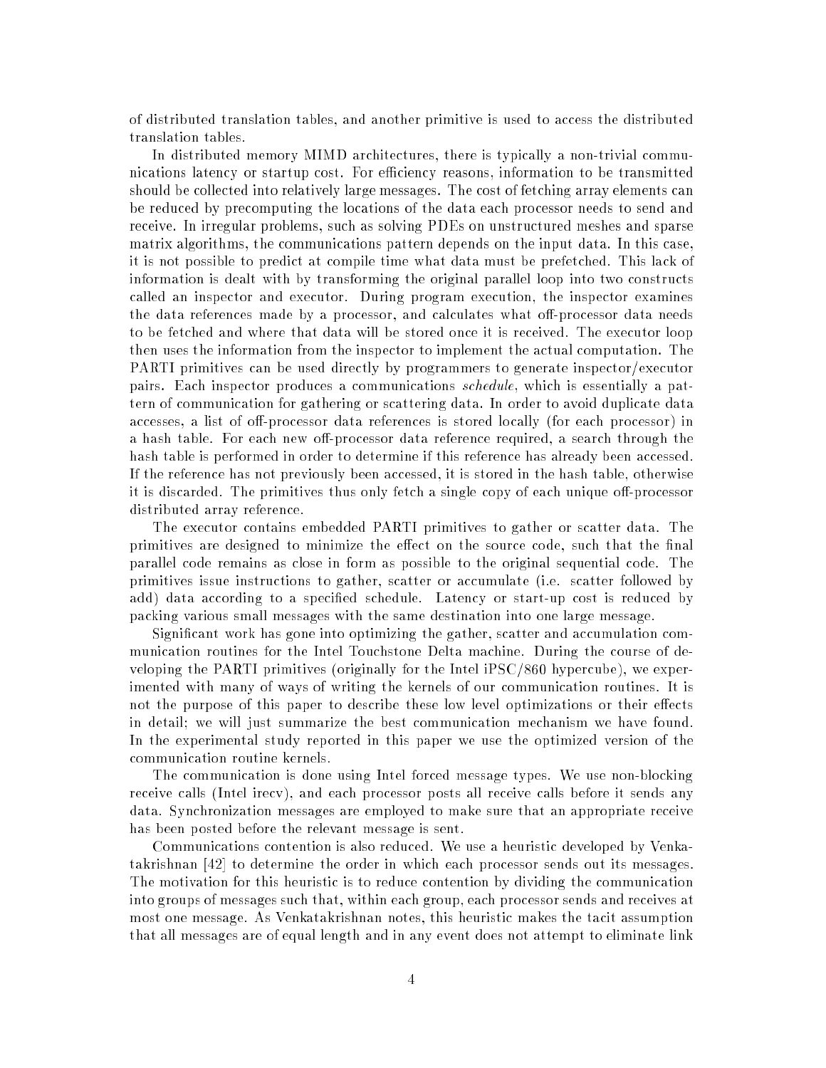of distributed translation tables, and another primitive is used to access the distributed translation tables.

In distributed memory MIMD architectures, there is typically a non-trivial communications latency or startup cost. For efficiency reasons, information to be transmitted should be collected into relatively large messages. The cost of fetching array elements can be reduced by precomputing the locations of the data each processor needs to send and receive. In irregular problems, such as solving PDEs on unstructured meshes and sparse matrix algorithms, the communications pattern depends on the input data. In this case, it is not possible to predict at compile time what data must be prefetched. This lack of information is dealt with by transforming the original parallel loop into two constructs called an inspector and executor. During program execution, the inspector examines the data references made by a processor, and calculates what off-processor data needs to be fetched and where that data will be stored once it is received. The executor loop then uses the information from the inspector to implement the actual computation. The PARTI primitives can be used directly by programmers to generate inspector/executor pairs. Each inspector produces a communications *schedule*, which is essentially a pattern of communication for gathering or scattering data. In order to avoid duplicate data accesses, a list of off-processor data references is stored locally (for each processor) in a hash table. For each new off-processor data reference required, a search through the hash table is performed in order to determine if this reference has already been accessed. If the reference has not previously been accessed, it is stored in the hash table, otherwise it is discarded. The primitives thus only fetch a single copy of each unique off-processor distributed array reference.

The executor contains embedded PARTI primitives to gather or scatter data. The primitives are designed to minimize the effect on the source code, such that the final parallel code remains as close in form as possible to the original sequential code. The primitives issue instructions to gather, scatter or accumulate (i.e. scatter followed by add) data according to a specified schedule. Latency or start-up cost is reduced by packing various small messages with the same destination into one large message.

Significant work has gone into optimizing the gather, scatter and accumulation communication routines for the Intel Touchstone Delta machine. During the course of developing the PARTI primitives (originally for the Intel iPSC/860 hypercube), we experimented with many of ways of writing the kernels of our communication routines. It is not the purpose of this paper to describe these low level optimizations or their effects in detail; we will just summarize the best communication mechanism we have found. In the experimental study reported in this paper we use the optimized version of the communication routine kernels.

The communication is done using Intel forced message types. We use non-blocking receive calls (Intel irecv), and each processor posts all receive calls before it sends any data. Synchronization messages are employed to make sure that an appropriate receive has been posted before the relevant message is sent.

Communications contention is also reduced. We use a heuristic developed by Venkatakrishnan [42] to determine the order in which each processor sends out its messages. The motivation for this heuristic is to reduce contention by dividing the communication into groups of messages such that, within each group, each processor sends and receives at most one message. As Venkatakrishnan notes, this heuristic makes the tacit assumption that all messages are of equal length and in any event does not attempt to eliminate link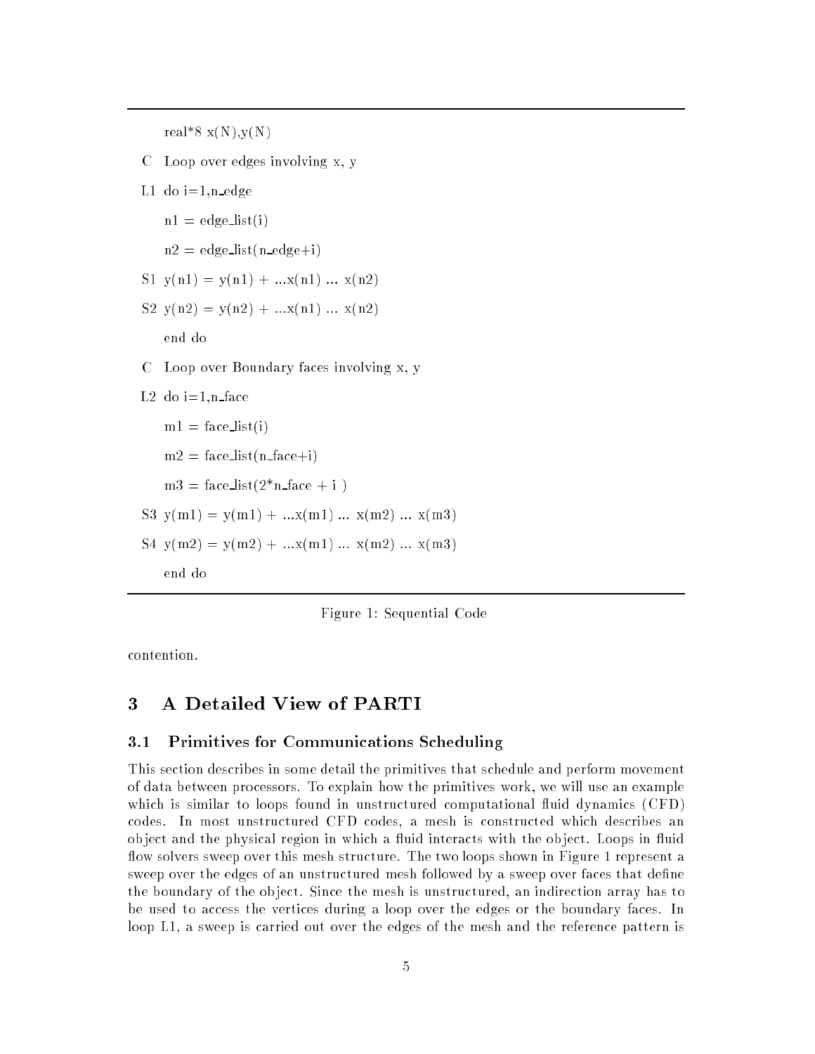```
      real*8 x(N),y(N)
C     Loop over edges involving x, y
L1    do i=1,n_edge
        n1 = edge_list(i)
        n2 = edge_list(n_edge+i)
S1      y(n1) = y(n1) + ...x(n1) ... x(n2)
S2      y(n2) = y(n2) + ...x(n1) ... x(n2)
      end do
C     Loop over Boundary faces involving x, y
L2    do i=1,n_face
        m1 = face_list(i)
        m2 = face_list(n_face+i)
        m3 = face_list(2*n_face + i )
S3      y(m1) = y(m1) + ...x(m1) ... x(m2) ... x(m3)
S4      y(m2) = y(m2) + ...x(m1) ... x(m2) ... x(m3)
      end do
```

Figure 1: Sequential Code

contention.

# 3 A Detailed View of PARTI

## 3.1 Primitives for Communications Scheduling

This section describes in some detail the primitives that schedule and perform movement of data between processors. To explain how the primitives work, we will use an example which is similar to loops found in unstructured computational fluid dynamics (CFD) codes. In most unstructured CFD codes, a mesh is constructed which describes an object and the physical region in which a fluid interacts with the object. Loops in fluid flow solvers sweep over this mesh structure. The two loops shown in Figure 1 represent a sweep over the edges of an unstructured mesh followed by a sweep over faces that define the boundary of the object. Since the mesh is unstructured, an indirection array has to be used to access the vertices during a loop over the edges or the boundary faces. In loop L1, a sweep is carried out over the edges of the mesh and the reference pattern is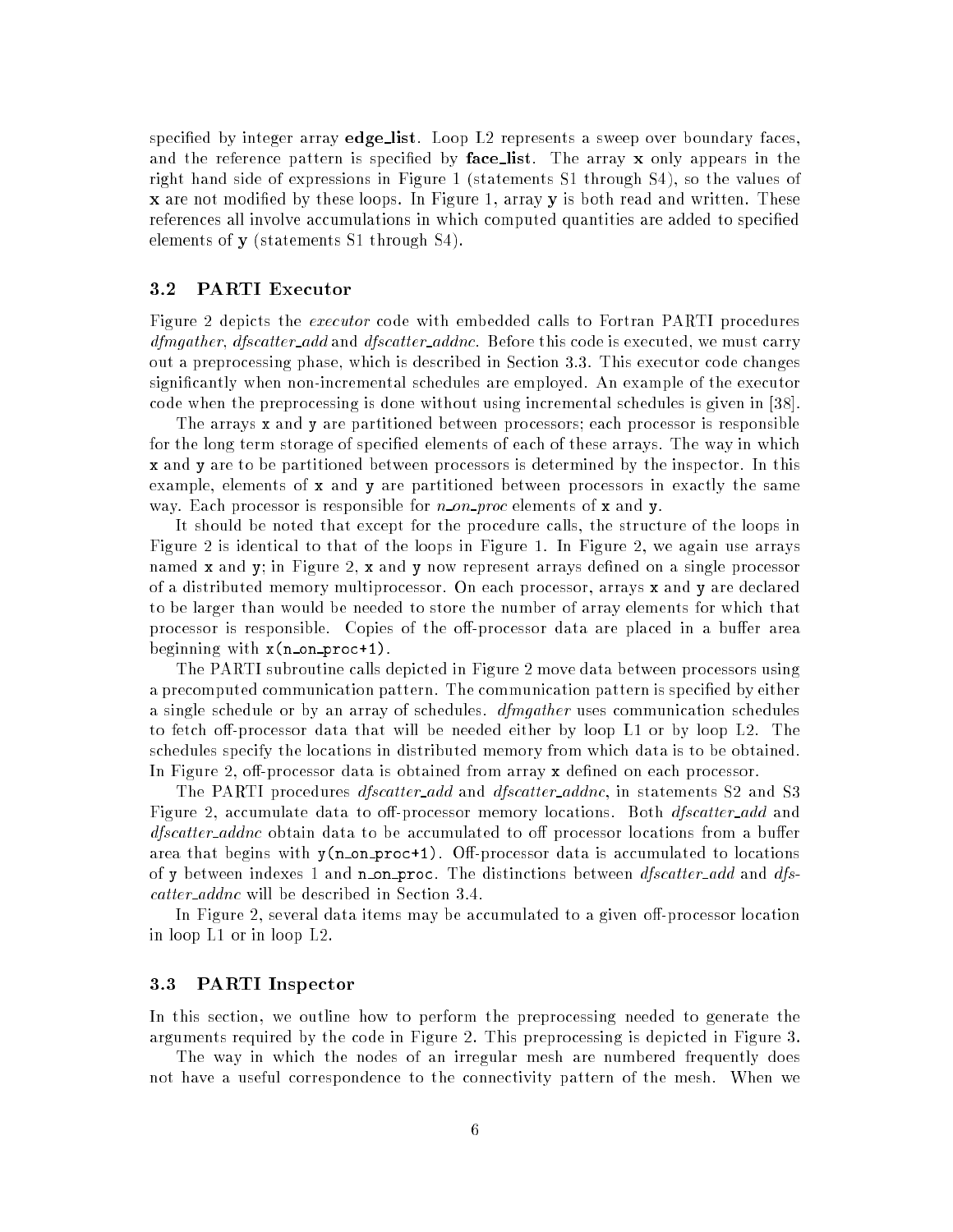specified by integer array **edge_list**. Loop L2 represents a sweep over boundary faces, and the reference pattern is specified by **face_list**. The array **x** only appears in the right hand side of expressions in Figure 1 (statements S1 through S4), so the values of **x** are not modified by these loops. In Figure 1, array **y** is both read and written. These references all involve accumulations in which computed quantities are added to specified elements of **y** (statements S1 through S4).

### 3.2 PARTI Executor

Figure 2 depicts the *executor* code with embedded calls to Fortran PARTI procedures *dfmgather*, *dfscatter_add* and *dfscatter_addnc*. Before this code is executed, we must carry out a preprocessing phase, which is described in Section 3.3. This executor code changes significantly when non-incremental schedules are employed. An example of the executor code when the preprocessing is done without using incremental schedules is given in [38].

The arrays `x` and `y` are partitioned between processors; each processor is responsible for the long term storage of specified elements of each of these arrays. The way in which `x` and `y` are to be partitioned between processors is determined by the inspector. In this example, elements of `x` and `y` are partitioned between processors in exactly the same way. Each processor is responsible for *n_on_proc* elements of `x` and `y`.

It should be noted that except for the procedure calls, the structure of the loops in Figure 2 is identical to that of the loops in Figure 1. In Figure 2, we again use arrays named `x` and `y`; in Figure 2, `x` and `y` now represent arrays defined on a single processor of a distributed memory multiprocessor. On each processor, arrays `x` and `y` are declared to be larger than would be needed to store the number of array elements for which that processor is responsible. Copies of the off-processor data are placed in a buffer area beginning with `x(n_on_proc+1)`.

The PARTI subroutine calls depicted in Figure 2 move data between processors using a precomputed communication pattern. The communication pattern is specified by either a single schedule or by an array of schedules. *dfmgather* uses communication schedules to fetch off-processor data that will be needed either by loop L1 or by loop L2. The schedules specify the locations in distributed memory from which data is to be obtained. In Figure 2, off-processor data is obtained from array `x` defined on each processor.

The PARTI procedures *dfscatter_add* and *dfscatter_addnc*, in statements S2 and S3 Figure 2, accumulate data to off-processor memory locations. Both *dfscatter_add* and *dfscatter_addnc* obtain data to be accumulated to off processor locations from a buffer area that begins with `y(n_on_proc+1)`. Off-processor data is accumulated to locations of `y` between indexes 1 and `n_on_proc`. The distinctions between *dfscatter_add* and *dfscatter_addnc* will be described in Section 3.4.

In Figure 2, several data items may be accumulated to a given off-processor location in loop L1 or in loop L2.

### 3.3 PARTI Inspector

In this section, we outline how to perform the preprocessing needed to generate the arguments required by the code in Figure 2. This preprocessing is depicted in Figure 3.

The way in which the nodes of an irregular mesh are numbered frequently does not have a useful correspondence to the connectivity pattern of the mesh. When we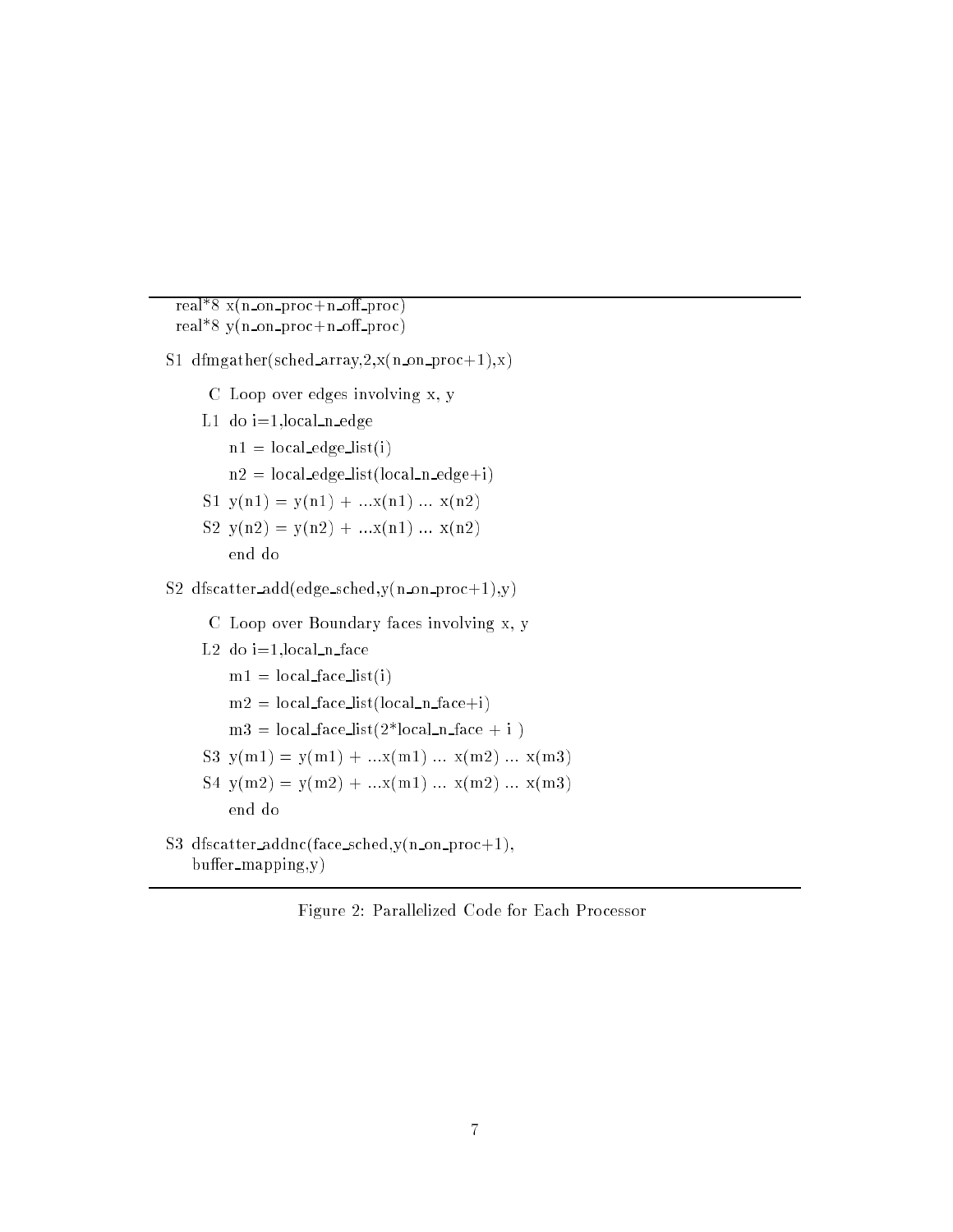```
  real*8 x(n_on_proc+n_off_proc)
  real*8 y(n_on_proc+n_off_proc)

S1 dfmgather(sched_array,2,x(n_on_proc+1),x)

     C  Loop over edges involving x, y
     L1  do i=1,local_n_edge
            n1 = local_edge_list(i)
            n2 = local_edge_list(local_n_edge+i)
     S1     y(n1) = y(n1) + ...x(n1) ... x(n2)
     S2     y(n2) = y(n2) + ...x(n1) ... x(n2)
         end do

S2 dfscatter_add(edge_sched,y(n_on_proc+1),y)

     C  Loop over Boundary faces involving x, y
     L2  do i=1,local_n_face
            m1 = local_face_list(i)
            m2 = local_face_list(local_n_face+i)
            m3 = local_face_list(2*local_n_face + i )
     S3     y(m1) = y(m1) + ...x(m1) ... x(m2) ... x(m3)
     S4     y(m2) = y(m2) + ...x(m1) ... x(m2) ... x(m3)
         end do

S3 dfscatter_addnc(face_sched,y(n_on_proc+1),
   buffer_mapping,y)
```

Figure 2: Parallelized Code for Each Processor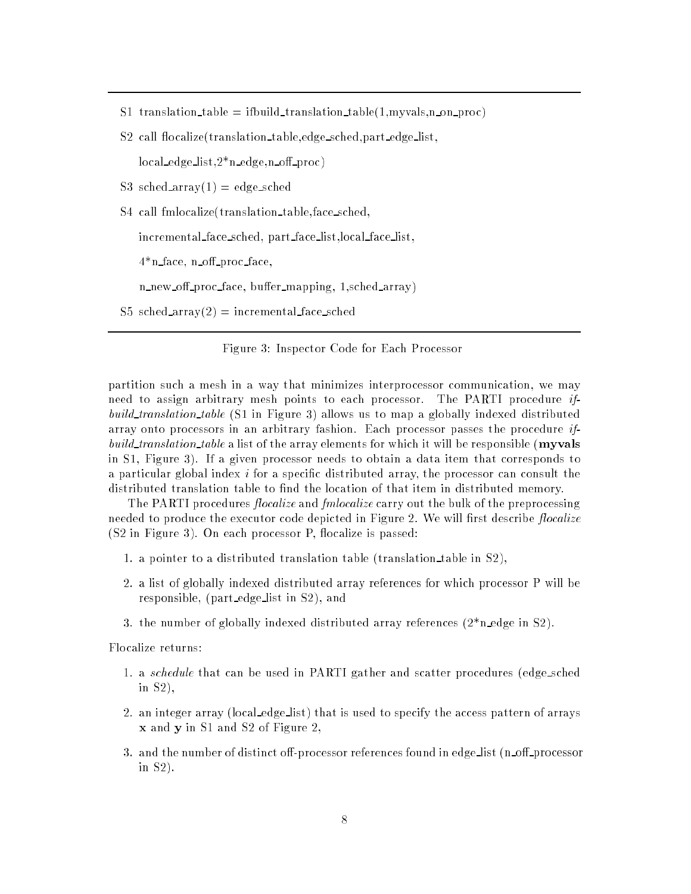```
S1 translation_table = ifbuild_translation_table(1,myvals,n_on_proc)

S2 call flocalize(translation_table,edge_sched,part_edge_list,
       local_edge_list,2*n_edge,n_off_proc)

S3 sched_array(1) = edge_sched

S4 call fmlocalize(translation_table,face_sched,
       incremental_face_sched, part_face_list,local_face_list,
       4*n_face, n_off_proc_face,
       n_new_off_proc_face, buffer_mapping, 1,sched_array)

S5 sched_array(2) = incremental_face_sched
```

Figure 3: Inspector Code for Each Processor

partition such a mesh in a way that minimizes interprocessor communication, we may need to assign arbitrary mesh points to each processor. The PARTI procedure *if-build_translation_table* (S1 in Figure 3) allows us to map a globally indexed distributed array onto processors in an arbitrary fashion. Each processor passes the procedure *if-build_translation_table* a list of the array elements for which it will be responsible (**myvals** in S1, Figure 3). If a given processor needs to obtain a data item that corresponds to a particular global index $i$ for a specific distributed array, the processor can consult the distributed translation table to find the location of that item in distributed memory.

The PARTI procedures *flocalize* and *fmlocalize* carry out the bulk of the preprocessing needed to produce the executor code depicted in Figure 2. We will first describe *flocalize* (S2 in Figure 3). On each processor P, flocalize is passed:

1. a pointer to a distributed translation table (translation_table in S2),
2. a list of globally indexed distributed array references for which processor P will be responsible, (part_edge_list in S2), and
3. the number of globally indexed distributed array references (2*n_edge in S2).

Flocalize returns:

1. a *schedule* that can be used in PARTI gather and scatter procedures (edge_sched in S2),
2. an integer array (local_edge_list) that is used to specify the access pattern of arrays **x** and **y** in S1 and S2 of Figure 2,
3. and the number of distinct off-processor references found in edge_list (n_off_processor in S2).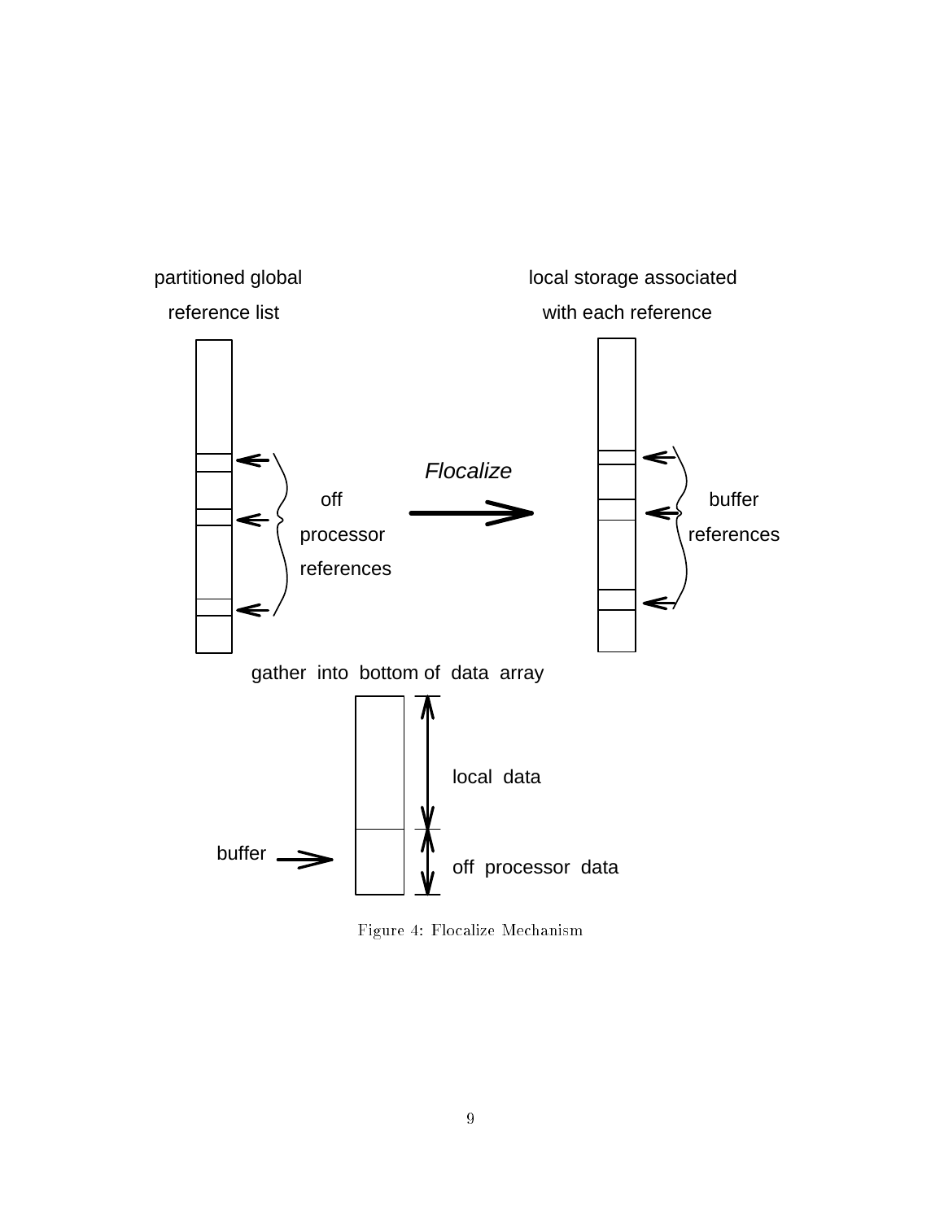partitioned global reference list

local storage associated with each reference

off processor references

*Flocalize*

buffer references

gather into bottom of data array

local data

buffer

off processor data

Figure 4: Flocalize Mechanism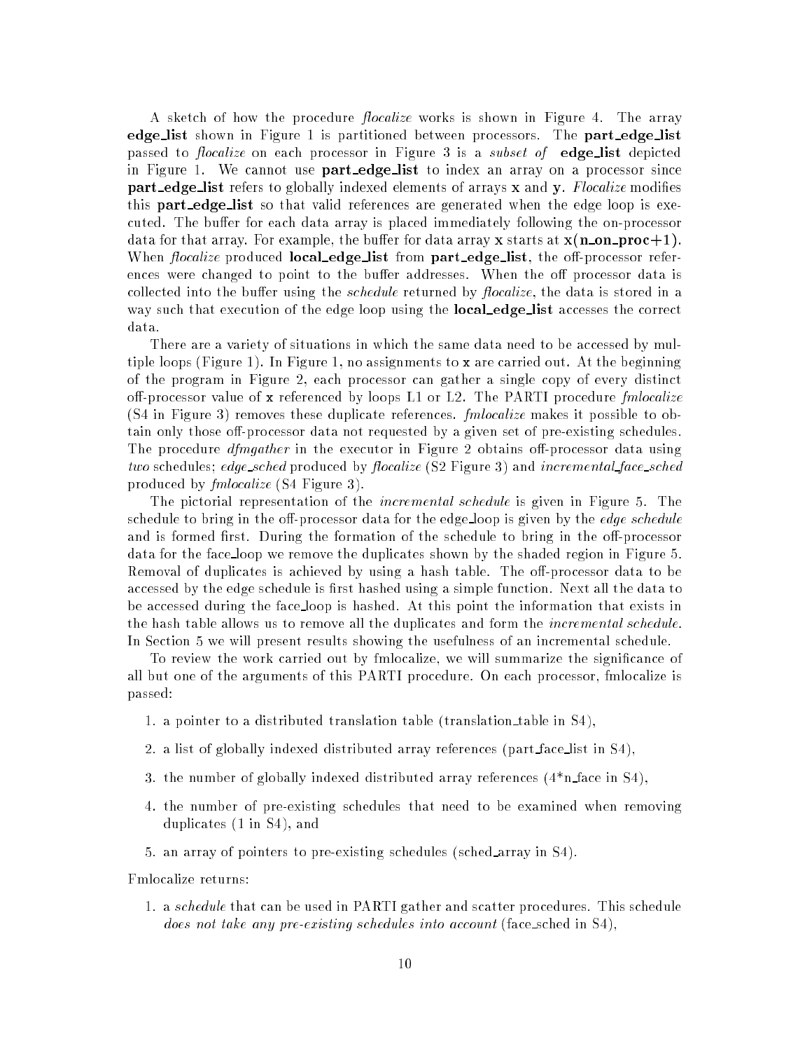A sketch of how the procedure *flocalize* works is shown in Figure 4. The array **edge_list** shown in Figure 1 is partitioned between processors. The **part_edge_list** passed to *flocalize* on each processor in Figure 3 is a *subset of* **edge_list** depicted in Figure 1. We cannot use **part_edge_list** to index an array on a processor since **part_edge_list** refers to globally indexed elements of arrays **x** and **y**. *Flocalize* modifies this **part_edge_list** so that valid references are generated when the edge loop is executed. The buffer for each data array is placed immediately following the on-processor data for that array. For example, the buffer for data array **x** starts at **x(n_on_proc+1)**. When *flocalize* produced **local_edge_list** from **part_edge_list**, the off-processor references were changed to point to the buffer addresses. When the off processor data is collected into the buffer using the *schedule* returned by *flocalize*, the data is stored in a way such that execution of the edge loop using the **local_edge_list** accesses the correct data.

There are a variety of situations in which the same data need to be accessed by multiple loops (Figure 1). In Figure 1, no assignments to **x** are carried out. At the beginning of the program in Figure 2, each processor can gather a single copy of every distinct off-processor value of **x** referenced by loops L1 or L2. The PARTI procedure *fmlocalize* (S4 in Figure 3) removes these duplicate references. *fmlocalize* makes it possible to obtain only those off-processor data not requested by a given set of pre-existing schedules. The procedure *dfmgather* in the executor in Figure 2 obtains off-processor data using *two* schedules; *edge_sched* produced by *flocalize* (S2 Figure 3) and *incremental_face_sched* produced by *fmlocalize* (S4 Figure 3).

The pictorial representation of the *incremental schedule* is given in Figure 5. The schedule to bring in the off-processor data for the edge_loop is given by the *edge schedule* and is formed first. During the formation of the schedule to bring in the off-processor data for the face_loop we remove the duplicates shown by the shaded region in Figure 5. Removal of duplicates is achieved by using a hash table. The off-processor data to be accessed by the edge schedule is first hashed using a simple function. Next all the data to be accessed during the face_loop is hashed. At this point the information that exists in the hash table allows us to remove all the duplicates and form the *incremental schedule*. In Section 5 we will present results showing the usefulness of an incremental schedule.

To review the work carried out by fmlocalize, we will summarize the significance of all but one of the arguments of this PARTI procedure. On each processor, fmlocalize is passed:

1. a pointer to a distributed translation table (translation_table in S4),
2. a list of globally indexed distributed array references (part_face_list in S4),
3. the number of globally indexed distributed array references (4*n_face in S4),
4. the number of pre-existing schedules that need to be examined when removing duplicates (1 in S4), and
5. an array of pointers to pre-existing schedules (sched_array in S4).

Fmlocalize returns:

1. a *schedule* that can be used in PARTI gather and scatter procedures. This schedule *does not take any pre-existing schedules into account* (face_sched in S4),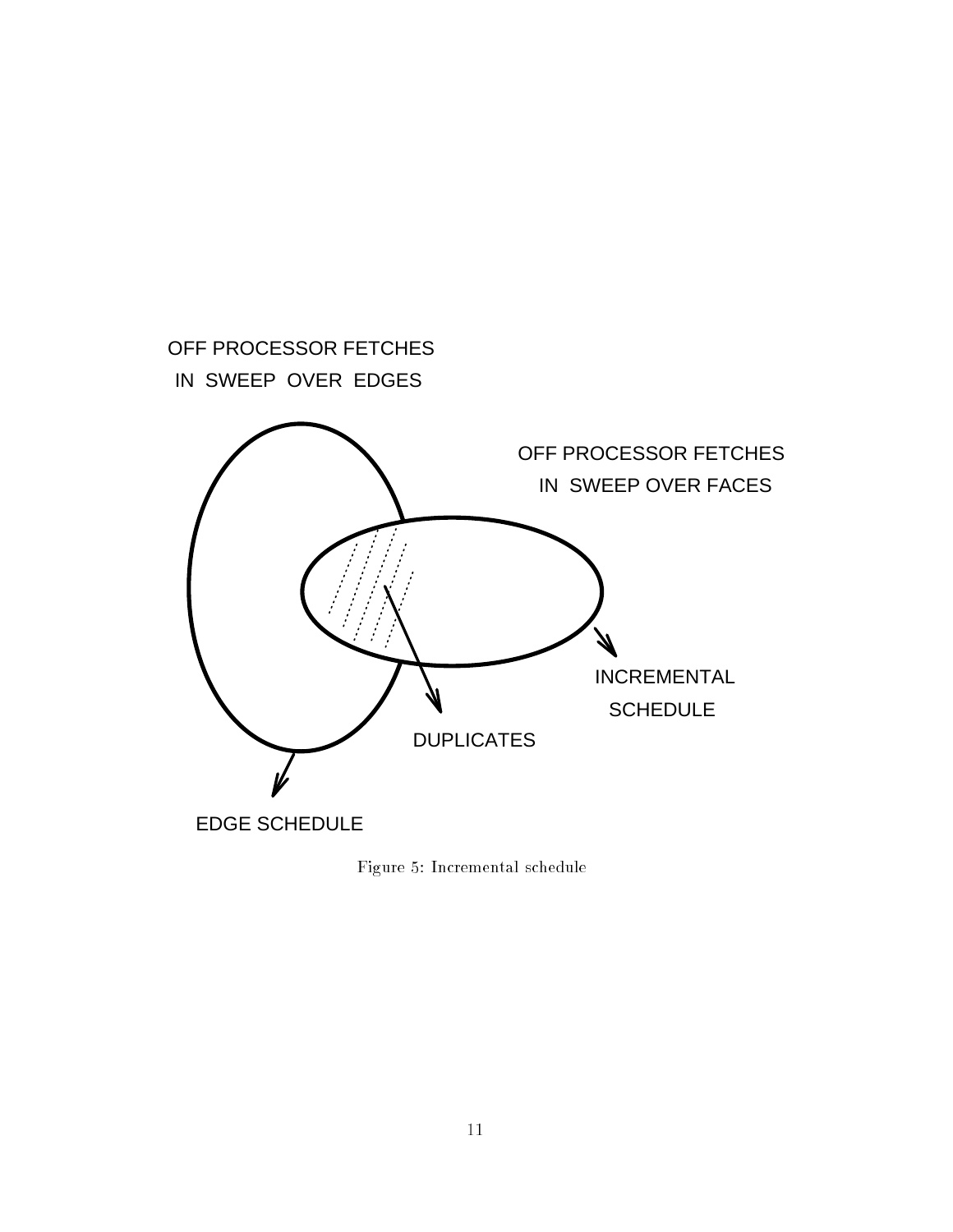OFF PROCESSOR FETCHES IN SWEEP OVER EDGES

OFF PROCESSOR FETCHES IN SWEEP OVER FACES

INCREMENTAL SCHEDULE

DUPLICATES

EDGE SCHEDULE

Figure 5: Incremental schedule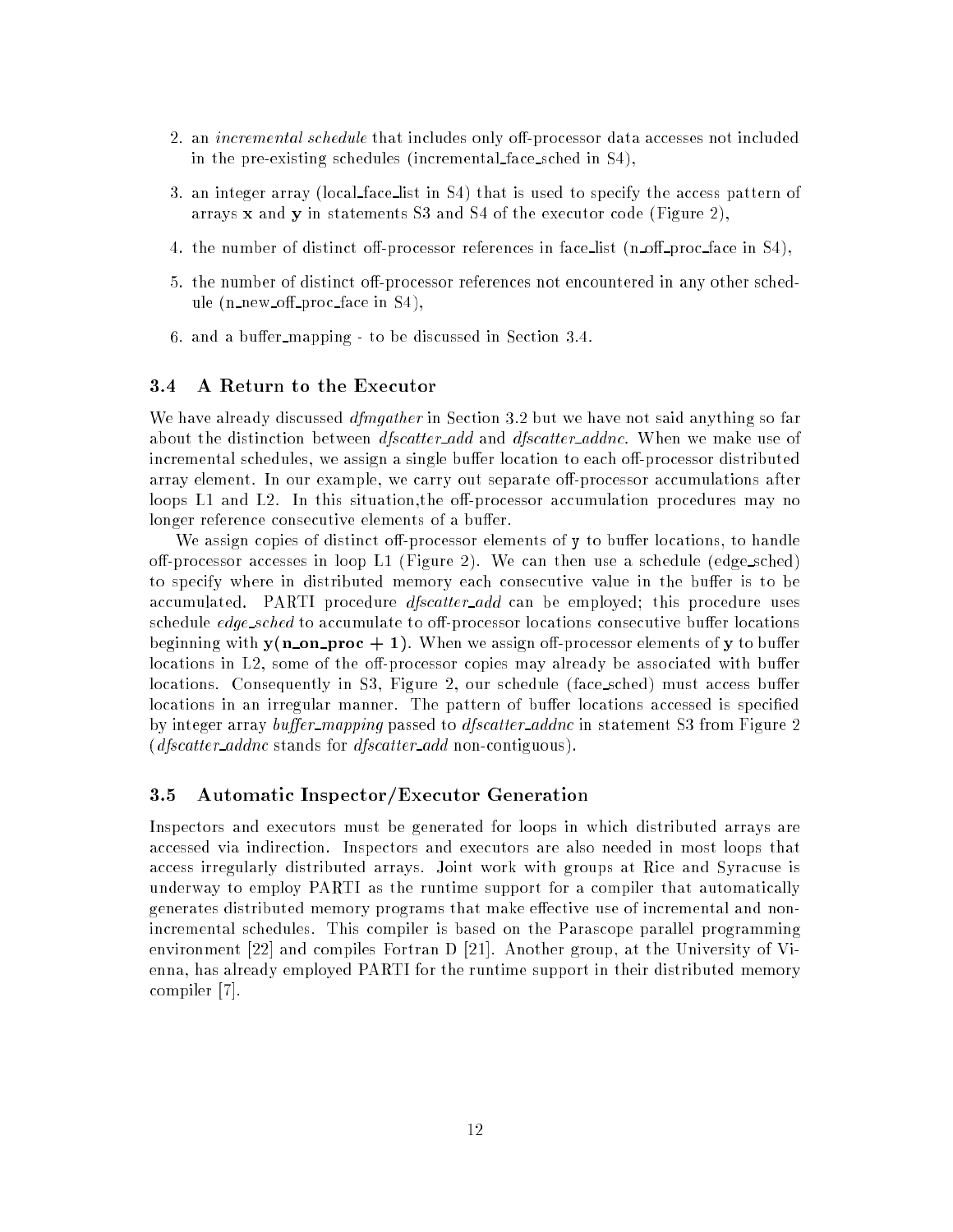2. an *incremental schedule* that includes only off-processor data accesses not included in the pre-existing schedules (incremental_face_sched in S4),

3. an integer array (local_face_list in S4) that is used to specify the access pattern of arrays **x** and **y** in statements S3 and S4 of the executor code (Figure 2),

4. the number of distinct off-processor references in face_list (n_off_proc_face in S4),

5. the number of distinct off-processor references not encountered in any other schedule (n_new_off_proc_face in S4),

6. and a buffer_mapping - to be discussed in Section 3.4.

### 3.4 A Return to the Executor

We have already discussed *dfmgather* in Section 3.2 but we have not said anything so far about the distinction between *dfscatter_add* and *dfscatter_addnc*. When we make use of incremental schedules, we assign a single buffer location to each off-processor distributed array element. In our example, we carry out separate off-processor accumulations after loops L1 and L2. In this situation,the off-processor accumulation procedures may no longer reference consecutive elements of a buffer.

We assign copies of distinct off-processor elements of **y** to buffer locations, to handle off-processor accesses in loop L1 (Figure 2). We can then use a schedule (edge_sched) to specify where in distributed memory each consecutive value in the buffer is to be accumulated. PARTI procedure *dfscatter_add* can be employed; this procedure uses schedule *edge_sched* to accumulate to off-processor locations consecutive buffer locations beginning with **y(n_on_proc + 1)**. When we assign off-processor elements of **y** to buffer locations in L2, some of the off-processor copies may already be associated with buffer locations. Consequently in S3, Figure 2, our schedule (face_sched) must access buffer locations in an irregular manner. The pattern of buffer locations accessed is specified by integer array *buffer_mapping* passed to *dfscatter_addnc* in statement S3 from Figure 2 (*dfscatter_addnc* stands for *dfscatter_add* non-contiguous).

### 3.5 Automatic Inspector/Executor Generation

Inspectors and executors must be generated for loops in which distributed arrays are accessed via indirection. Inspectors and executors are also needed in most loops that access irregularly distributed arrays. Joint work with groups at Rice and Syracuse is underway to employ PARTI as the runtime support for a compiler that automatically generates distributed memory programs that make effective use of incremental and non-incremental schedules. This compiler is based on the Parascope parallel programming environment [22] and compiles Fortran D [21]. Another group, at the University of Vienna, has already employed PARTI for the runtime support in their distributed memory compiler [7].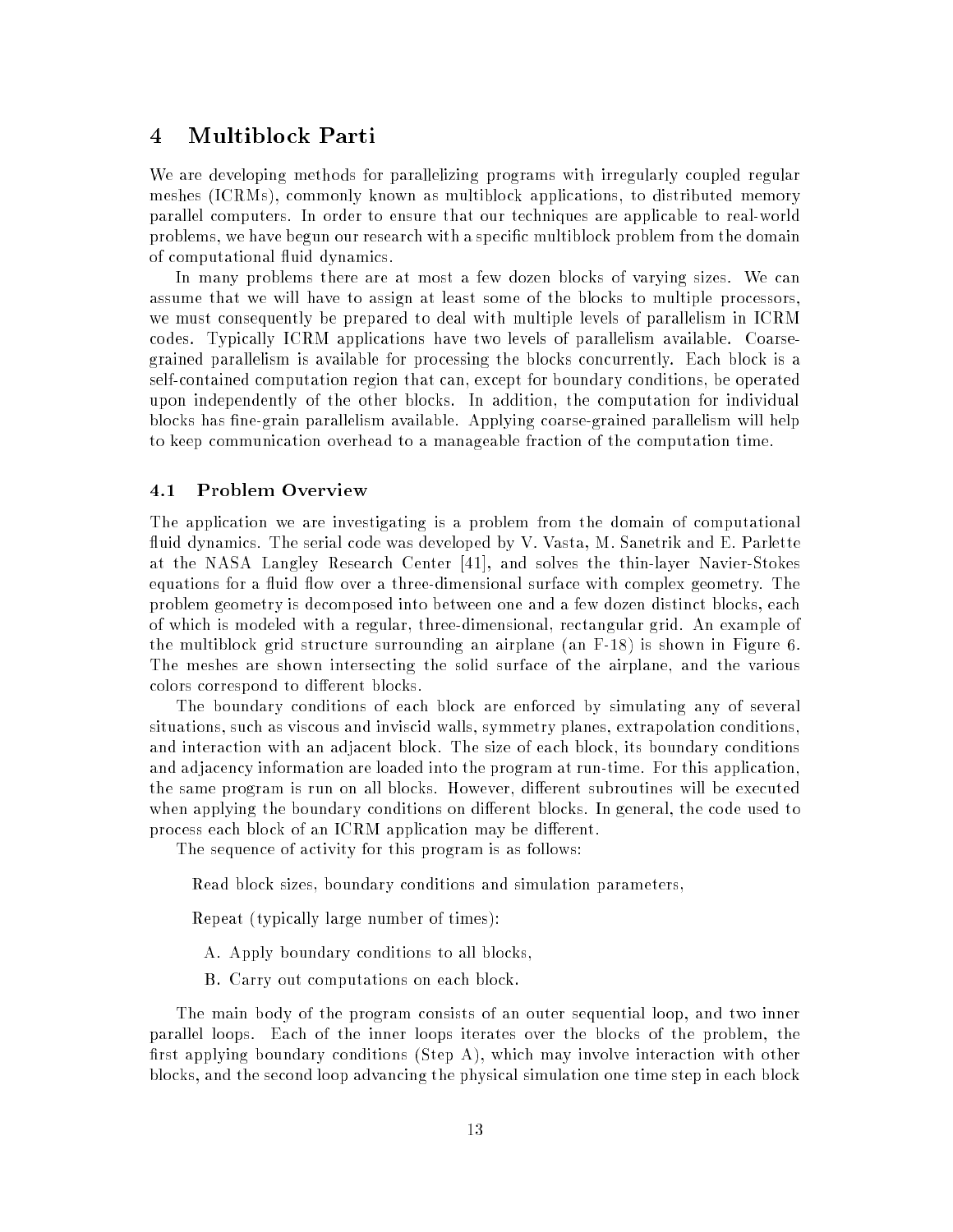## 4 Multiblock Parti

We are developing methods for parallelizing programs with irregularly coupled regular meshes (ICRMs), commonly known as multiblock applications, to distributed memory parallel computers. In order to ensure that our techniques are applicable to real-world problems, we have begun our research with a specific multiblock problem from the domain of computational fluid dynamics.

In many problems there are at most a few dozen blocks of varying sizes. We can assume that we will have to assign at least some of the blocks to multiple processors, we must consequently be prepared to deal with multiple levels of parallelism in ICRM codes. Typically ICRM applications have two levels of parallelism available. Coarse-grained parallelism is available for processing the blocks concurrently. Each block is a self-contained computation region that can, except for boundary conditions, be operated upon independently of the other blocks. In addition, the computation for individual blocks has fine-grain parallelism available. Applying coarse-grained parallelism will help to keep communication overhead to a manageable fraction of the computation time.

### 4.1 Problem Overview

The application we are investigating is a problem from the domain of computational fluid dynamics. The serial code was developed by V. Vasta, M. Sanetrik and E. Parlette at the NASA Langley Research Center [41], and solves the thin-layer Navier-Stokes equations for a fluid flow over a three-dimensional surface with complex geometry. The problem geometry is decomposed into between one and a few dozen distinct blocks, each of which is modeled with a regular, three-dimensional, rectangular grid. An example of the multiblock grid structure surrounding an airplane (an F-18) is shown in Figure 6. The meshes are shown intersecting the solid surface of the airplane, and the various colors correspond to different blocks.

The boundary conditions of each block are enforced by simulating any of several situations, such as viscous and inviscid walls, symmetry planes, extrapolation conditions, and interaction with an adjacent block. The size of each block, its boundary conditions and adjacency information are loaded into the program at run-time. For this application, the same program is run on all blocks. However, different subroutines will be executed when applying the boundary conditions on different blocks. In general, the code used to process each block of an ICRM application may be different.

The sequence of activity for this program is as follows:

Read block sizes, boundary conditions and simulation parameters,

Repeat (typically large number of times):

A. Apply boundary conditions to all blocks,

B. Carry out computations on each block.

The main body of the program consists of an outer sequential loop, and two inner parallel loops. Each of the inner loops iterates over the blocks of the problem, the first applying boundary conditions (Step A), which may involve interaction with other blocks, and the second loop advancing the physical simulation one time step in each block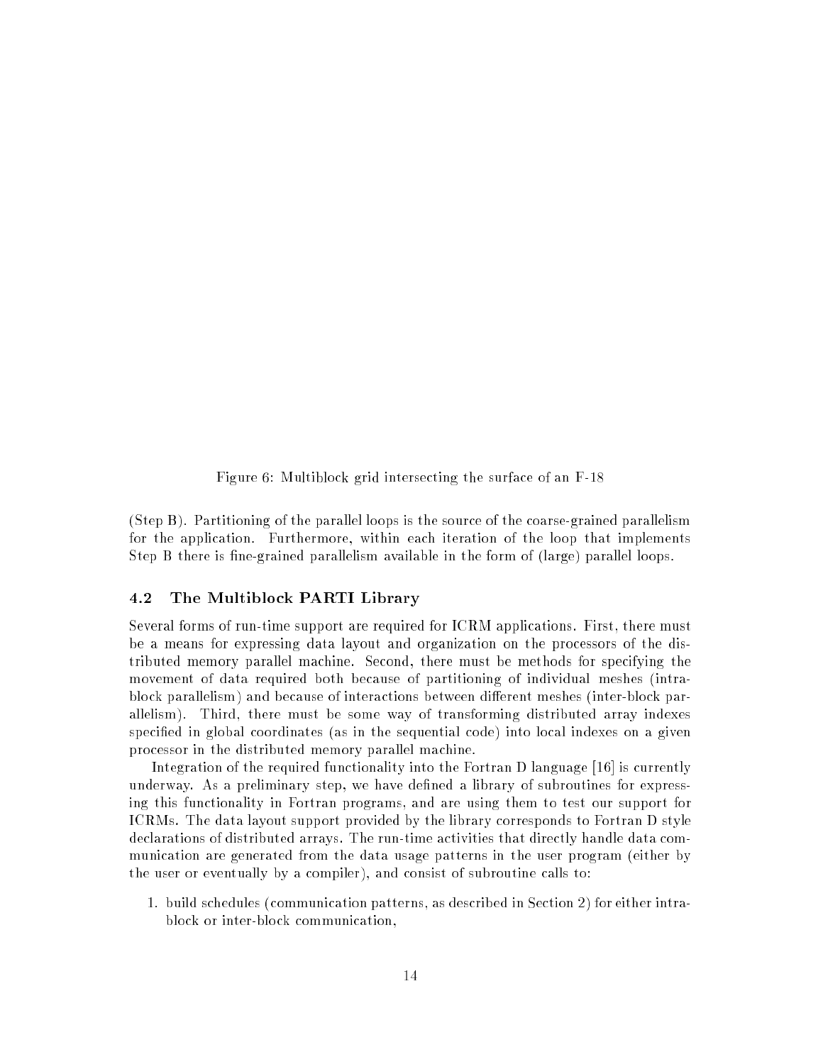Figure 6: Multiblock grid intersecting the surface of an F-18

(Step B). Partitioning of the parallel loops is the source of the coarse-grained parallelism for the application. Furthermore, within each iteration of the loop that implements Step B there is fine-grained parallelism available in the form of (large) parallel loops.

### 4.2 The Multiblock PARTI Library

Several forms of run-time support are required for ICRM applications. First, there must be a means for expressing data layout and organization on the processors of the distributed memory parallel machine. Second, there must be methods for specifying the movement of data required both because of partitioning of individual meshes (intra-block parallelism) and because of interactions between different meshes (inter-block parallelism). Third, there must be some way of transforming distributed array indexes specified in global coordinates (as in the sequential code) into local indexes on a given processor in the distributed memory parallel machine.

Integration of the required functionality into the Fortran D language [16] is currently underway. As a preliminary step, we have defined a library of subroutines for expressing this functionality in Fortran programs, and are using them to test our support for ICRMs. The data layout support provided by the library corresponds to Fortran D style declarations of distributed arrays. The run-time activities that directly handle data communication are generated from the data usage patterns in the user program (either by the user or eventually by a compiler), and consist of subroutine calls to:

1. build schedules (communication patterns, as described in Section 2) for either intra-block or inter-block communication,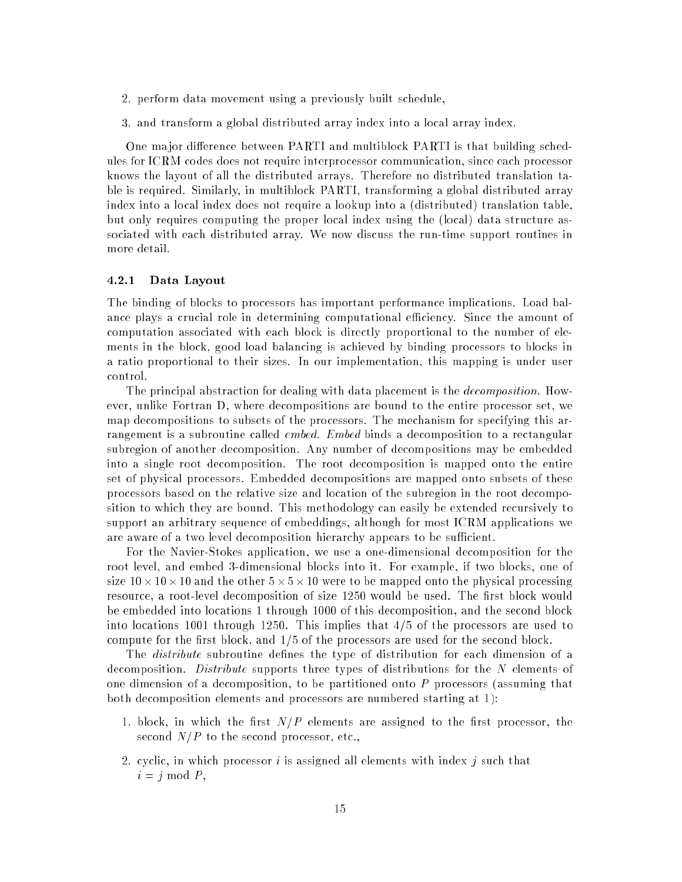2. perform data movement using a previously built schedule,

3. and transform a global distributed array index into a local array index.

One major difference between PARTI and multiblock PARTI is that building schedules for ICRM codes does not require interprocessor communication, since each processor knows the layout of all the distributed arrays. Therefore no distributed translation table is required. Similarly, in multiblock PARTI, transforming a global distributed array index into a local index does not require a lookup into a (distributed) translation table, but only requires computing the proper local index using the (local) data structure associated with each distributed array. We now discuss the run-time support routines in more detail.

#### 4.2.1 Data Layout

The binding of blocks to processors has important performance implications. Load balance plays a crucial role in determining computational efficiency. Since the amount of computation associated with each block is directly proportional to the number of elements in the block, good load balancing is achieved by binding processors to blocks in a ratio proportional to their sizes. In our implementation, this mapping is under user control.

The principal abstraction for dealing with data placement is the *decomposition*. However, unlike Fortran D, where decompositions are bound to the entire processor set, we map decompositions to subsets of the processors. The mechanism for specifying this arrangement is a subroutine called *embed*. *Embed* binds a decomposition to a rectangular subregion of another decomposition. Any number of decompositions may be embedded into a single root decomposition. The root decomposition is mapped onto the entire set of physical processors. Embedded decompositions are mapped onto subsets of these processors based on the relative size and location of the subregion in the root decomposition to which they are bound. This methodology can easily be extended recursively to support an arbitrary sequence of embeddings, although for most ICRM applications we are aware of a two level decomposition hierarchy appears to be sufficient.

For the Navier-Stokes application, we use a one-dimensional decomposition for the root level, and embed 3-dimensional blocks into it. For example, if two blocks, one of size $10 \times 10 \times 10$ and the other $5 \times 5 \times 10$ were to be mapped onto the physical processing resource, a root-level decomposition of size 1250 would be used. The first block would be embedded into locations 1 through 1000 of this decomposition, and the second block into locations 1001 through 1250. This implies that 4/5 of the processors are used to compute for the first block, and 1/5 of the processors are used for the second block.

The *distribute* subroutine defines the type of distribution for each dimension of a decomposition. *Distribute* supports three types of distributions for the $N$ elements of one dimension of a decomposition, to be partitioned onto $P$ processors (assuming that both decomposition elements and processors are numbered starting at 1):

1. block, in which the first $N/P$ elements are assigned to the first processor, the second $N/P$ to the second processor, etc.,

2. cyclic, in which processor $i$ is assigned all elements with index $j$ such that $i = j \bmod P$,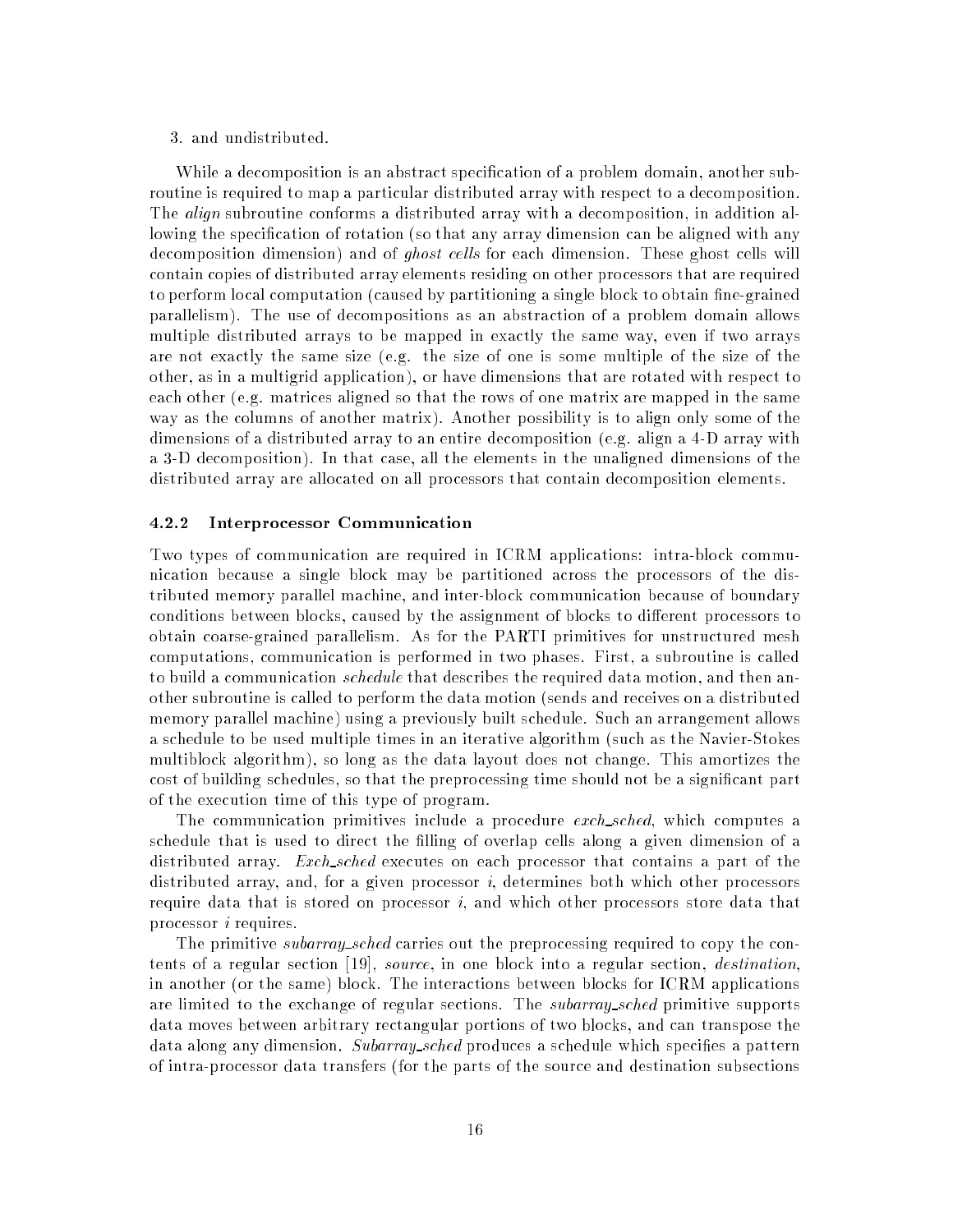3. and undistributed.

While a decomposition is an abstract specification of a problem domain, another subroutine is required to map a particular distributed array with respect to a decomposition. The *align* subroutine conforms a distributed array with a decomposition, in addition allowing the specification of rotation (so that any array dimension can be aligned with any decomposition dimension) and of *ghost cells* for each dimension. These ghost cells will contain copies of distributed array elements residing on other processors that are required to perform local computation (caused by partitioning a single block to obtain fine-grained parallelism). The use of decompositions as an abstraction of a problem domain allows multiple distributed arrays to be mapped in exactly the same way, even if two arrays are not exactly the same size (e.g. the size of one is some multiple of the size of the other, as in a multigrid application), or have dimensions that are rotated with respect to each other (e.g. matrices aligned so that the rows of one matrix are mapped in the same way as the columns of another matrix). Another possibility is to align only some of the dimensions of a distributed array to an entire decomposition (e.g. align a 4-D array with a 3-D decomposition). In that case, all the elements in the unaligned dimensions of the distributed array are allocated on all processors that contain decomposition elements.

#### 4.2.2 Interprocessor Communication

Two types of communication are required in ICRM applications: intra-block communication because a single block may be partitioned across the processors of the distributed memory parallel machine, and inter-block communication because of boundary conditions between blocks, caused by the assignment of blocks to different processors to obtain coarse-grained parallelism. As for the PARTI primitives for unstructured mesh computations, communication is performed in two phases. First, a subroutine is called to build a communication *schedule* that describes the required data motion, and then another subroutine is called to perform the data motion (sends and receives on a distributed memory parallel machine) using a previously built schedule. Such an arrangement allows a schedule to be used multiple times in an iterative algorithm (such as the Navier-Stokes multiblock algorithm), so long as the data layout does not change. This amortizes the cost of building schedules, so that the preprocessing time should not be a significant part of the execution time of this type of program.

The communication primitives include a procedure *exch_sched*, which computes a schedule that is used to direct the filling of overlap cells along a given dimension of a distributed array. *Exch_sched* executes on each processor that contains a part of the distributed array, and, for a given processor $i$, determines both which other processors require data that is stored on processor $i$, and which other processors store data that processor $i$ requires.

The primitive *subarray_sched* carries out the preprocessing required to copy the contents of a regular section [19], *source*, in one block into a regular section, *destination*, in another (or the same) block. The interactions between blocks for ICRM applications are limited to the exchange of regular sections. The *subarray_sched* primitive supports data moves between arbitrary rectangular portions of two blocks, and can transpose the data along any dimension. *Subarray_sched* produces a schedule which specifies a pattern of intra-processor data transfers (for the parts of the source and destination subsections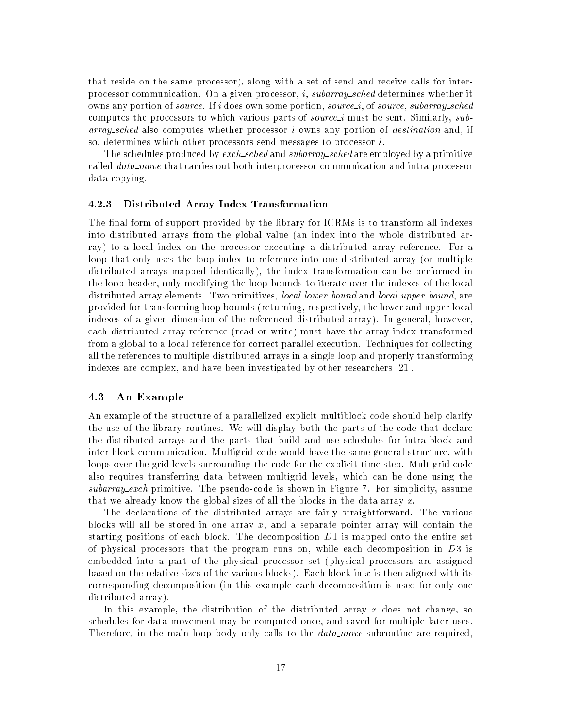that reside on the same processor), along with a set of send and receive calls for interprocessor communication. On a given processor, $i$, *subarray_sched* determines whether it owns any portion of *source*. If $i$ does own some portion, *source_i*, of *source*, *subarray_sched* computes the processors to which various parts of *source_i* must be sent. Similarly, *subarray_sched* also computes whether processor $i$ owns any portion of *destination* and, if so, determines which other processors send messages to processor $i$.

The schedules produced by *exch_sched* and *subarray_sched* are employed by a primitive called *data_move* that carries out both interprocessor communication and intra-processor data copying.

#### 4.2.3 Distributed Array Index Transformation

The final form of support provided by the library for ICRMs is to transform all indexes into distributed arrays from the global value (an index into the whole distributed array) to a local index on the processor executing a distributed array reference. For a loop that only uses the loop index to reference into one distributed array (or multiple distributed arrays mapped identically), the index transformation can be performed in the loop header, only modifying the loop bounds to iterate over the indexes of the local distributed array elements. Two primitives, *local_lower_bound* and *local_upper_bound*, are provided for transforming loop bounds (returning, respectively, the lower and upper local indexes of a given dimension of the referenced distributed array). In general, however, each distributed array reference (read or write) must have the array index transformed from a global to a local reference for correct parallel execution. Techniques for collecting all the references to multiple distributed arrays in a single loop and properly transforming indexes are complex, and have been investigated by other researchers [21].

### 4.3 An Example

An example of the structure of a parallelized explicit multiblock code should help clarify the use of the library routines. We will display both the parts of the code that declare the distributed arrays and the parts that build and use schedules for intra-block and inter-block communication. Multigrid code would have the same general structure, with loops over the grid levels surrounding the code for the explicit time step. Multigrid code also requires transferring data between multigrid levels, which can be done using the *subarray_exch* primitive. The pseudo-code is shown in Figure 7. For simplicity, assume that we already know the global sizes of all the blocks in the data array $x$.

The declarations of the distributed arrays are fairly straightforward. The various blocks will all be stored in one array $x$, and a separate pointer array will contain the starting positions of each block. The decomposition $D1$ is mapped onto the entire set of physical processors that the program runs on, while each decomposition in $D3$ is embedded into a part of the physical processor set (physical processors are assigned based on the relative sizes of the various blocks). Each block in $x$ is then aligned with its corresponding decomposition (in this example each decomposition is used for only one distributed array).

In this example, the distribution of the distributed array $x$ does not change, so schedules for data movement may be computed once, and saved for multiple later uses. Therefore, in the main loop body only calls to the *data_move* subroutine are required,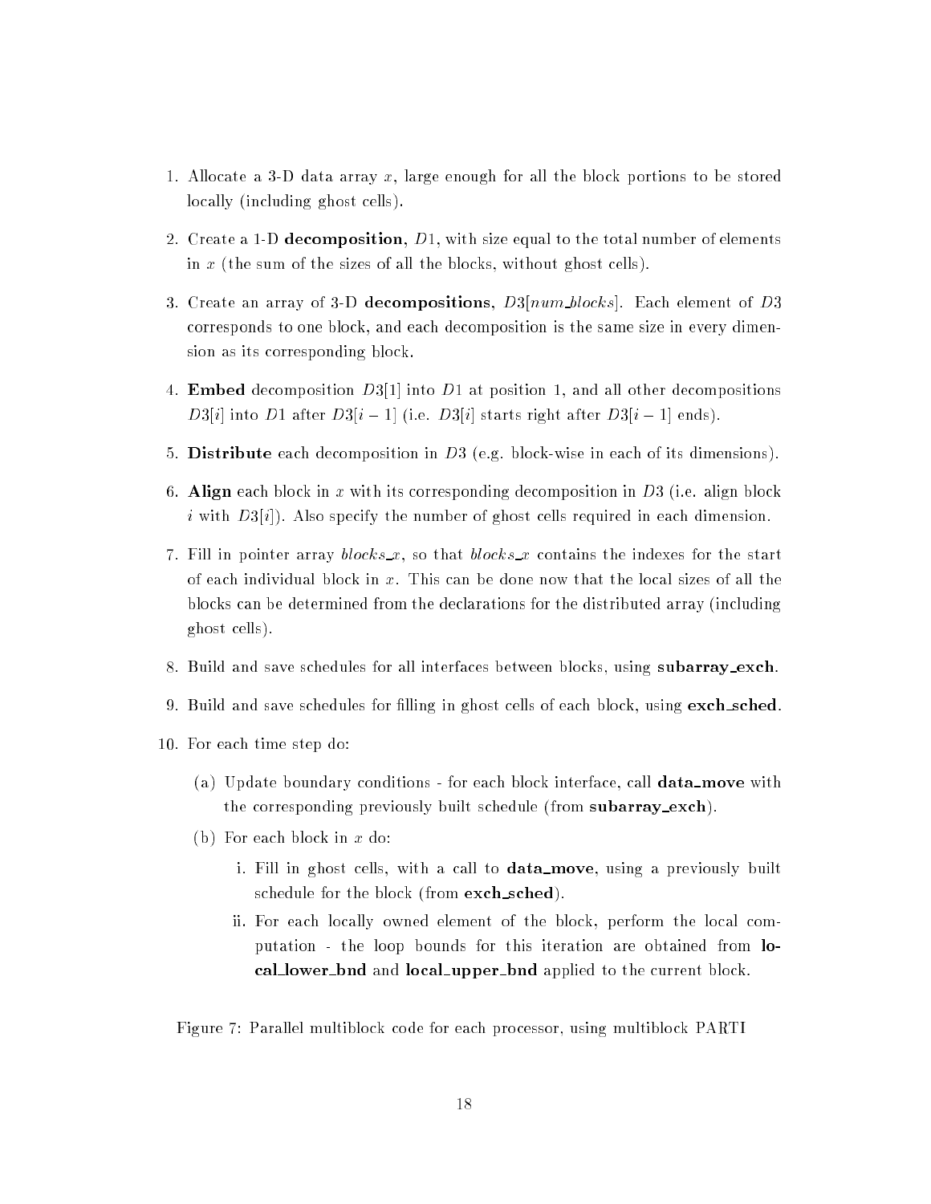1. Allocate a 3-D data array $x$, large enough for all the block portions to be stored locally (including ghost cells).

2. Create a 1-D **decomposition**, $D1$, with size equal to the total number of elements in $x$ (the sum of the sizes of all the blocks, without ghost cells).

3. Create an array of 3-D **decompositions**, $D3[num\_blocks]$. Each element of $D3$ corresponds to one block, and each decomposition is the same size in every dimension as its corresponding block.

4. **Embed** decomposition $D3[1]$ into $D1$ at position 1, and all other decompositions $D3[i]$ into $D1$ after $D3[i-1]$ (i.e. $D3[i]$ starts right after $D3[i-1]$ ends).

5. **Distribute** each decomposition in $D3$ (e.g. block-wise in each of its dimensions).

6. **Align** each block in $x$ with its corresponding decomposition in $D3$ (i.e. align block $i$ with $D3[i]$). Also specify the number of ghost cells required in each dimension.

7. Fill in pointer array $blocks\_x$, so that $blocks\_x$ contains the indexes for the start of each individual block in $x$. This can be done now that the local sizes of all the blocks can be determined from the declarations for the distributed array (including ghost cells).

8. Build and save schedules for all interfaces between blocks, using **subarray_exch**.

9. Build and save schedules for filling in ghost cells of each block, using **exch_sched**.

10. For each time step do:

    (a) Update boundary conditions - for each block interface, call **data_move** with the corresponding previously built schedule (from **subarray_exch**).

    (b) For each block in $x$ do:

        i. Fill in ghost cells, with a call to **data_move**, using a previously built schedule for the block (from **exch_sched**).

        ii. For each locally owned element of the block, perform the local computation - the loop bounds for this iteration are obtained from **local_lower_bnd** and **local_upper_bnd** applied to the current block.

Figure 7: Parallel multiblock code for each processor, using multiblock PARTI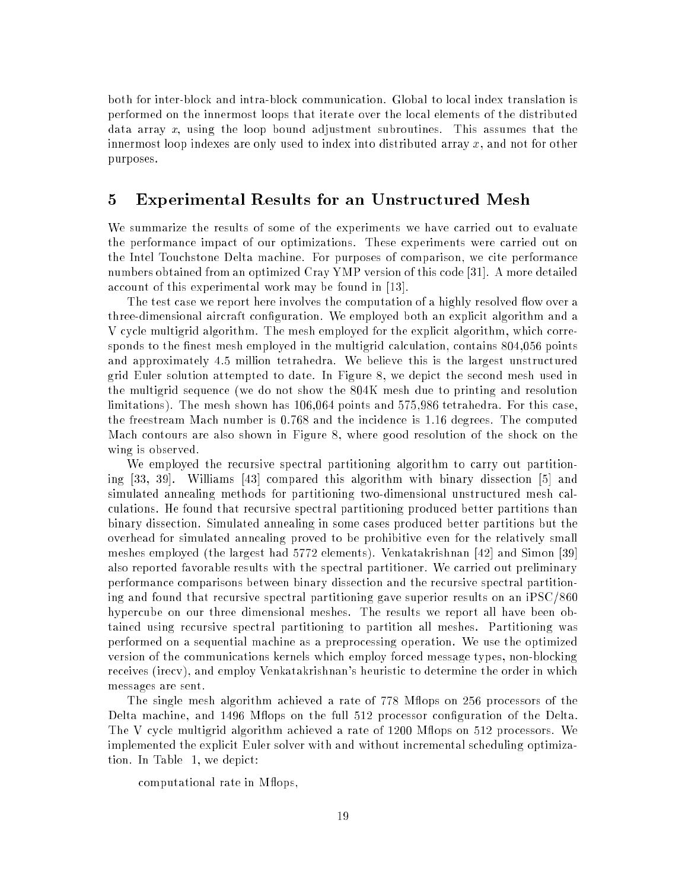both for inter-block and intra-block communication. Global to local index translation is performed on the innermost loops that iterate over the local elements of the distributed data array $x$, using the loop bound adjustment subroutines. This assumes that the innermost loop indexes are only used to index into distributed array $x$, and not for other purposes.

## 5 Experimental Results for an Unstructured Mesh

We summarize the results of some of the experiments we have carried out to evaluate the performance impact of our optimizations. These experiments were carried out on the Intel Touchstone Delta machine. For purposes of comparison, we cite performance numbers obtained from an optimized Cray YMP version of this code [31]. A more detailed account of this experimental work may be found in [13].

The test case we report here involves the computation of a highly resolved flow over a three-dimensional aircraft configuration. We employed both an explicit algorithm and a V cycle multigrid algorithm. The mesh employed for the explicit algorithm, which corresponds to the finest mesh employed in the multigrid calculation, contains 804,056 points and approximately 4.5 million tetrahedra. We believe this is the largest unstructured grid Euler solution attempted to date. In Figure 8, we depict the second mesh used in the multigrid sequence (we do not show the 804K mesh due to printing and resolution limitations). The mesh shown has 106,064 points and 575,986 tetrahedra. For this case, the freestream Mach number is 0.768 and the incidence is 1.16 degrees. The computed Mach contours are also shown in Figure 8, where good resolution of the shock on the wing is observed.

We employed the recursive spectral partitioning algorithm to carry out partitioning [33, 39]. Williams [43] compared this algorithm with binary dissection [5] and simulated annealing methods for partitioning two-dimensional unstructured mesh calculations. He found that recursive spectral partitioning produced better partitions than binary dissection. Simulated annealing in some cases produced better partitions but the overhead for simulated annealing proved to be prohibitive even for the relatively small meshes employed (the largest had 5772 elements). Venkatakrishnan [42] and Simon [39] also reported favorable results with the spectral partitioner. We carried out preliminary performance comparisons between binary dissection and the recursive spectral partitioning and found that recursive spectral partitioning gave superior results on an iPSC/860 hypercube on our three dimensional meshes. The results we report all have been obtained using recursive spectral partitioning to partition all meshes. Partitioning was performed on a sequential machine as a preprocessing operation. We use the optimized version of the communications kernels which employ forced message types, non-blocking receives (irecv), and employ Venkatakrishnan's heuristic to determine the order in which messages are sent.

The single mesh algorithm achieved a rate of 778 Mflops on 256 processors of the Delta machine, and 1496 Mflops on the full 512 processor configuration of the Delta. The V cycle multigrid algorithm achieved a rate of 1200 Mflops on 512 processors. We implemented the explicit Euler solver with and without incremental scheduling optimization. In Table 1, we depict:

computational rate in Mflops,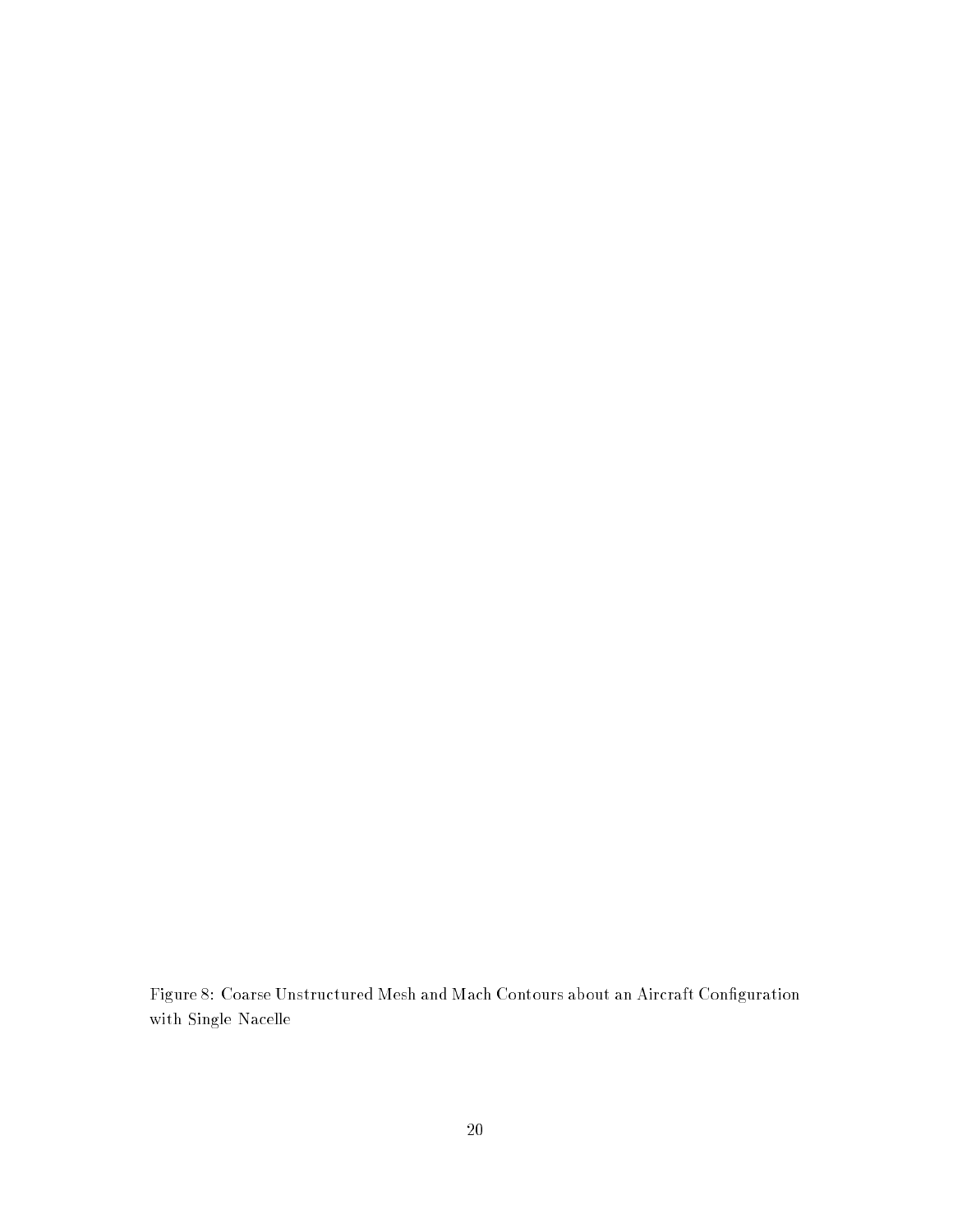Figure 8: Coarse Unstructured Mesh and Mach Contours about an Aircraft Configuration with Single Nacelle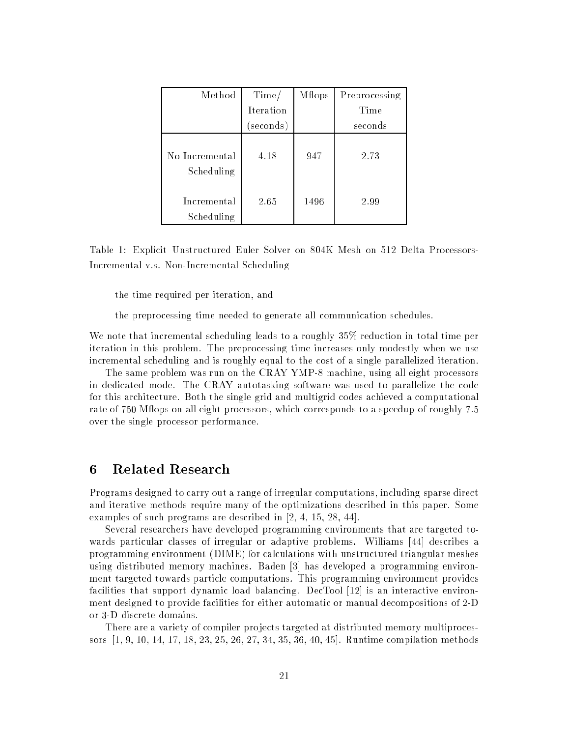| Method | Time/ Iteration (seconds) | Mflops | Preprocessing Time seconds |
|---|---|---|---|
| No Incremental Scheduling | 4.18 | 947 | 2.73 |
| Incremental Scheduling | 2.65 | 1496 | 2.99 |

Table 1: Explicit Unstructured Euler Solver on 804K Mesh on 512 Delta Processors-Incremental v.s. Non-Incremental Scheduling

the time required per iteration, and

the preprocessing time needed to generate all communication schedules.

We note that incremental scheduling leads to a roughly 35% reduction in total time per iteration in this problem. The preprocessing time increases only modestly when we use incremental scheduling and is roughly equal to the cost of a single parallelized iteration.

The same problem was run on the CRAY YMP-8 machine, using all eight processors in dedicated mode. The CRAY autotasking software was used to parallelize the code for this architecture. Both the single grid and multigrid codes achieved a computational rate of 750 Mflops on all eight processors, which corresponds to a speedup of roughly 7.5 over the single processor performance.

# 6 Related Research

Programs designed to carry out a range of irregular computations, including sparse direct and iterative methods require many of the optimizations described in this paper. Some examples of such programs are described in [2, 4, 15, 28, 44].

Several researchers have developed programming environments that are targeted towards particular classes of irregular or adaptive problems. Williams [44] describes a programming environment (DIME) for calculations with unstructured triangular meshes using distributed memory machines. Baden [3] has developed a programming environment targeted towards particle computations. This programming environment provides facilities that support dynamic load balancing. DecTool [12] is an interactive environment designed to provide facilities for either automatic or manual decompositions of 2-D or 3-D discrete domains.

There are a variety of compiler projects targeted at distributed memory multiprocessors [1, 9, 10, 14, 17, 18, 23, 25, 26, 27, 34, 35, 36, 40, 45]. Runtime compilation methods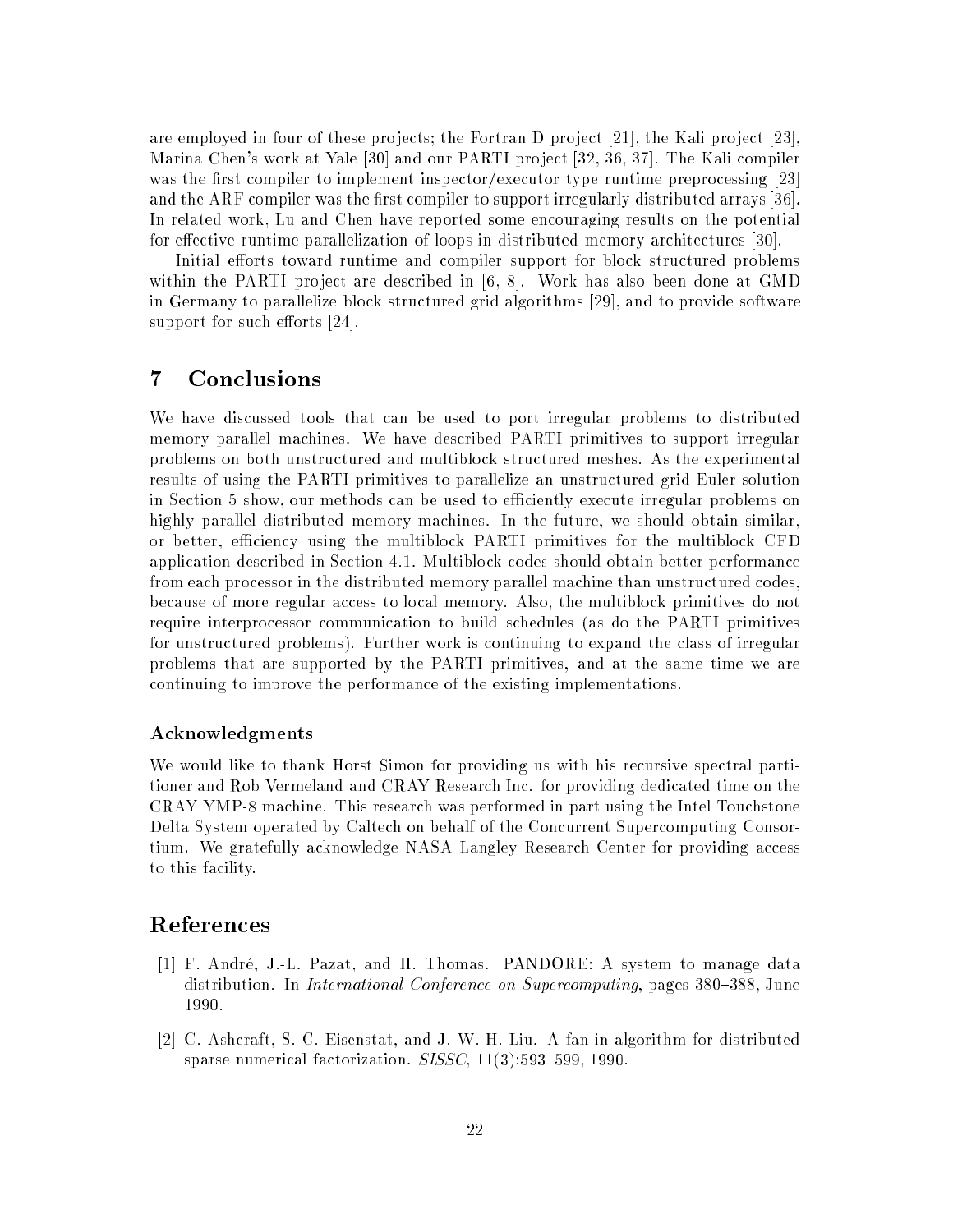are employed in four of these projects; the Fortran D project [21], the Kali project [23], Marina Chen's work at Yale [30] and our PARTI project [32, 36, 37]. The Kali compiler was the first compiler to implement inspector/executor type runtime preprocessing [23] and the ARF compiler was the first compiler to support irregularly distributed arrays [36]. In related work, Lu and Chen have reported some encouraging results on the potential for effective runtime parallelization of loops in distributed memory architectures [30].

Initial efforts toward runtime and compiler support for block structured problems within the PARTI project are described in [6, 8]. Work has also been done at GMD in Germany to parallelize block structured grid algorithms [29], and to provide software support for such efforts [24].

# 7 Conclusions

We have discussed tools that can be used to port irregular problems to distributed memory parallel machines. We have described PARTI primitives to support irregular problems on both unstructured and multiblock structured meshes. As the experimental results of using the PARTI primitives to parallelize an unstructured grid Euler solution in Section 5 show, our methods can be used to efficiently execute irregular problems on highly parallel distributed memory machines. In the future, we should obtain similar, or better, efficiency using the multiblock PARTI primitives for the multiblock CFD application described in Section 4.1. Multiblock codes should obtain better performance from each processor in the distributed memory parallel machine than unstructured codes, because of more regular access to local memory. Also, the multiblock primitives do not require interprocessor communication to build schedules (as do the PARTI primitives for unstructured problems). Further work is continuing to expand the class of irregular problems that are supported by the PARTI primitives, and at the same time we are continuing to improve the performance of the existing implementations.

### Acknowledgments

We would like to thank Horst Simon for providing us with his recursive spectral partitioner and Rob Vermeland and CRAY Research Inc. for providing dedicated time on the CRAY YMP-8 machine. This research was performed in part using the Intel Touchstone Delta System operated by Caltech on behalf of the Concurrent Supercomputing Consortium. We gratefully acknowledge NASA Langley Research Center for providing access to this facility.

# References

[1] F. André, J.-L. Pazat, and H. Thomas. PANDORE: A system to manage data distribution. In *International Conference on Supercomputing*, pages 380–388, June 1990.

[2] C. Ashcraft, S. C. Eisenstat, and J. W. H. Liu. A fan-in algorithm for distributed sparse numerical factorization. *SISSC*, 11(3):593–599, 1990.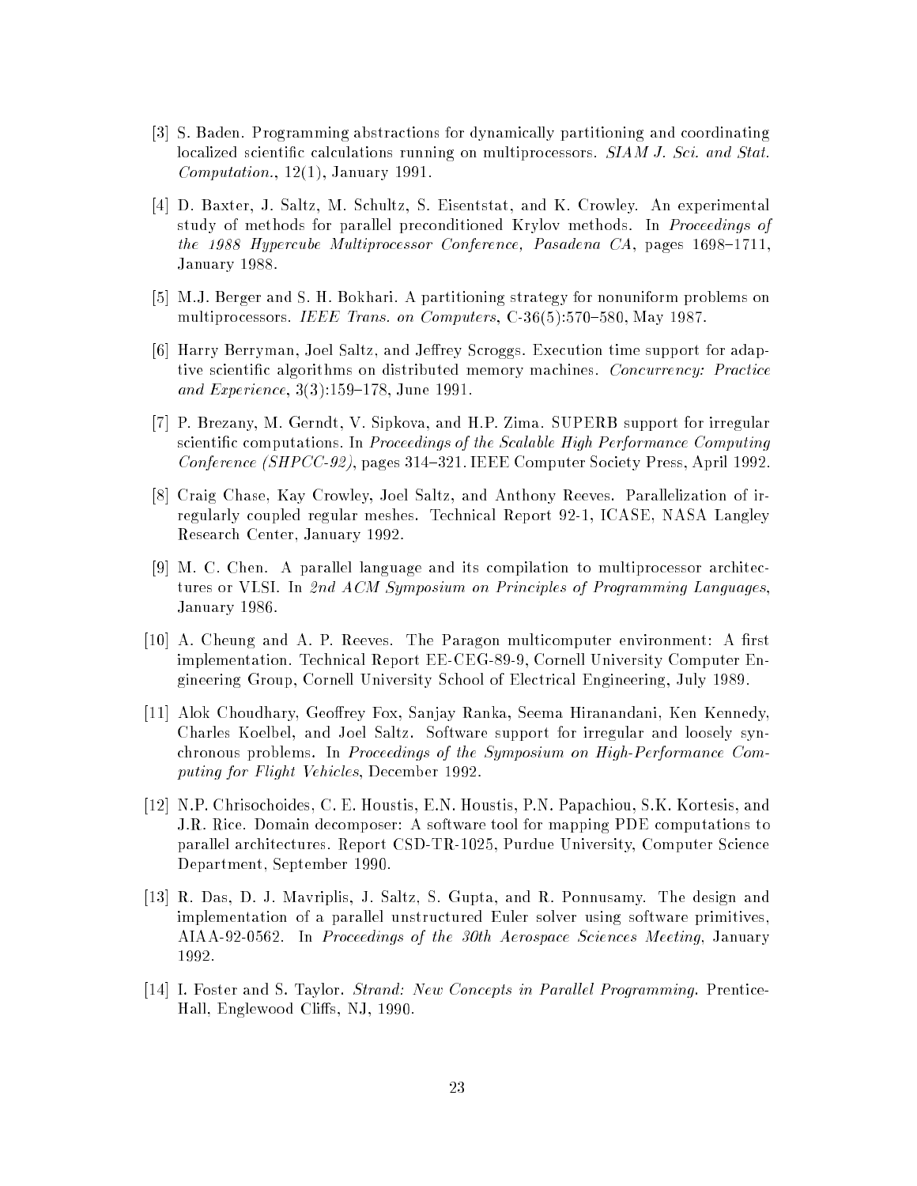[3] S. Baden. Programming abstractions for dynamically partitioning and coordinating localized scientific calculations running on multiprocessors. *SIAM J. Sci. and Stat. Computation.*, 12(1), January 1991.

[4] D. Baxter, J. Saltz, M. Schultz, S. Eisentstat, and K. Crowley. An experimental study of methods for parallel preconditioned Krylov methods. In *Proceedings of the 1988 Hypercube Multiprocessor Conference, Pasadena CA*, pages 1698–1711, January 1988.

[5] M.J. Berger and S. H. Bokhari. A partitioning strategy for nonuniform problems on multiprocessors. *IEEE Trans. on Computers*, C-36(5):570–580, May 1987.

[6] Harry Berryman, Joel Saltz, and Jeffrey Scroggs. Execution time support for adaptive scientific algorithms on distributed memory machines. *Concurrency: Practice and Experience*, 3(3):159–178, June 1991.

[7] P. Brezany, M. Gerndt, V. Sipkova, and H.P. Zima. SUPERB support for irregular scientific computations. In *Proceedings of the Scalable High Performance Computing Conference (SHPCC-92)*, pages 314–321. IEEE Computer Society Press, April 1992.

[8] Craig Chase, Kay Crowley, Joel Saltz, and Anthony Reeves. Parallelization of irregularly coupled regular meshes. Technical Report 92-1, ICASE, NASA Langley Research Center, January 1992.

[9] M. C. Chen. A parallel language and its compilation to multiprocessor architectures or VLSI. In *2nd ACM Symposium on Principles of Programming Languages*, January 1986.

[10] A. Cheung and A. P. Reeves. The Paragon multicomputer environment: A first implementation. Technical Report EE-CEG-89-9, Cornell University Computer Engineering Group, Cornell University School of Electrical Engineering, July 1989.

[11] Alok Choudhary, Geoffrey Fox, Sanjay Ranka, Seema Hiranandani, Ken Kennedy, Charles Koelbel, and Joel Saltz. Software support for irregular and loosely synchronous problems. In *Proceedings of the Symposium on High-Performance Computing for Flight Vehicles*, December 1992.

[12] N.P. Chrisochoides, C. E. Houstis, E.N. Houstis, P.N. Papachiou, S.K. Kortesis, and J.R. Rice. Domain decomposer: A software tool for mapping PDE computations to parallel architectures. Report CSD-TR-1025, Purdue University, Computer Science Department, September 1990.

[13] R. Das, D. J. Mavriplis, J. Saltz, S. Gupta, and R. Ponnusamy. The design and implementation of a parallel unstructured Euler solver using software primitives, AIAA-92-0562. In *Proceedings of the 30th Aerospace Sciences Meeting*, January 1992.

[14] I. Foster and S. Taylor. *Strand: New Concepts in Parallel Programming.* Prentice-Hall, Englewood Cliffs, NJ, 1990.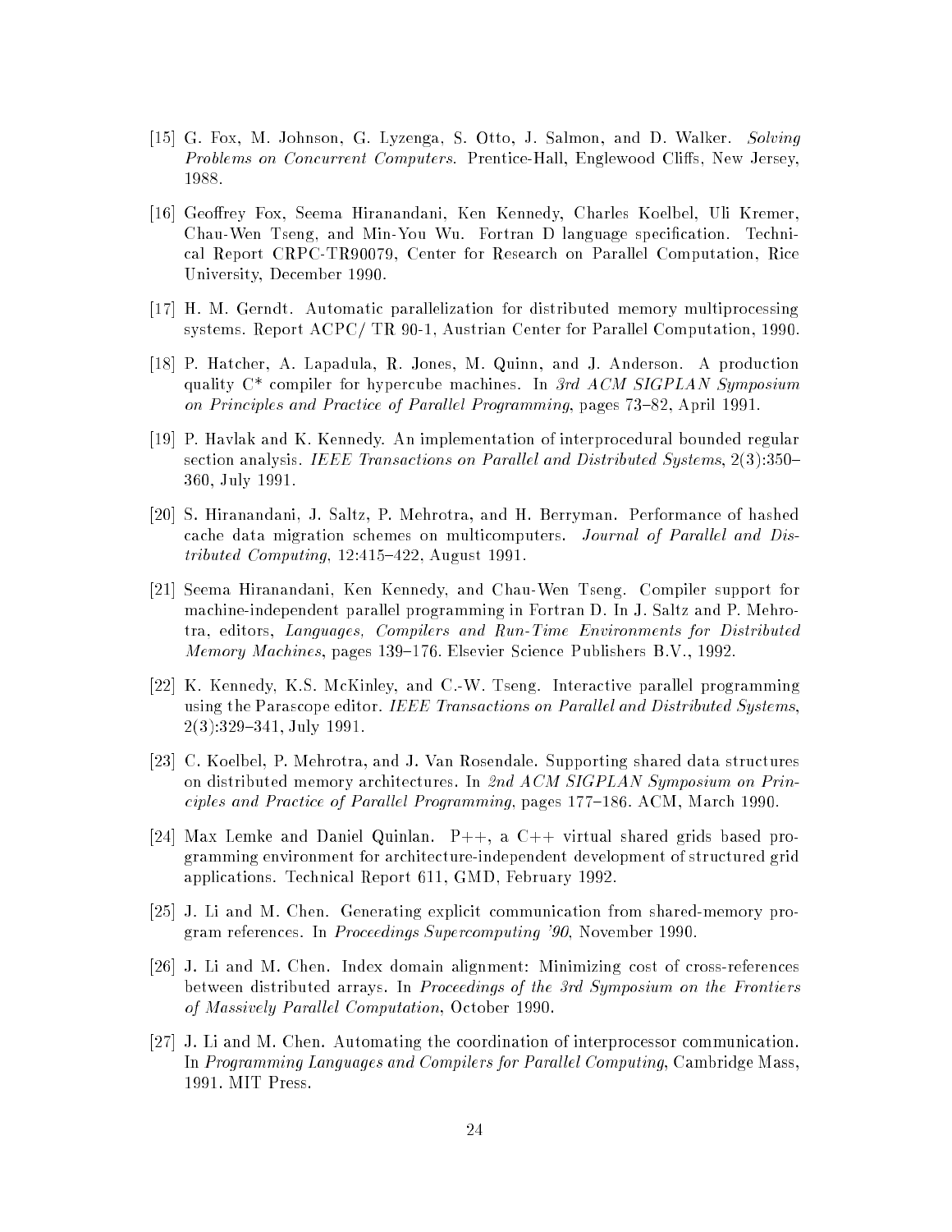[15] G. Fox, M. Johnson, G. Lyzenga, S. Otto, J. Salmon, and D. Walker. *Solving Problems on Concurrent Computers*. Prentice-Hall, Englewood Cliffs, New Jersey, 1988.

[16] Geoffrey Fox, Seema Hiranandani, Ken Kennedy, Charles Koelbel, Uli Kremer, Chau-Wen Tseng, and Min-You Wu. Fortran D language specification. Technical Report CRPC-TR90079, Center for Research on Parallel Computation, Rice University, December 1990.

[17] H. M. Gerndt. Automatic parallelization for distributed memory multiprocessing systems. Report ACPC/ TR 90-1, Austrian Center for Parallel Computation, 1990.

[18] P. Hatcher, A. Lapadula, R. Jones, M. Quinn, and J. Anderson. A production quality C* compiler for hypercube machines. In *3rd ACM SIGPLAN Symposium on Principles and Practice of Parallel Programming*, pages 73–82, April 1991.

[19] P. Havlak and K. Kennedy. An implementation of interprocedural bounded regular section analysis. *IEEE Transactions on Parallel and Distributed Systems*, 2(3):350–360, July 1991.

[20] S. Hiranandani, J. Saltz, P. Mehrotra, and H. Berryman. Performance of hashed cache data migration schemes on multicomputers. *Journal of Parallel and Distributed Computing*, 12:415–422, August 1991.

[21] Seema Hiranandani, Ken Kennedy, and Chau-Wen Tseng. Compiler support for machine-independent parallel programming in Fortran D. In J. Saltz and P. Mehrotra, editors, *Languages, Compilers and Run-Time Environments for Distributed Memory Machines*, pages 139–176. Elsevier Science Publishers B.V., 1992.

[22] K. Kennedy, K.S. McKinley, and C.-W. Tseng. Interactive parallel programming using the Parascope editor. *IEEE Transactions on Parallel and Distributed Systems*, 2(3):329–341, July 1991.

[23] C. Koelbel, P. Mehrotra, and J. Van Rosendale. Supporting shared data structures on distributed memory architectures. In *2nd ACM SIGPLAN Symposium on Principles and Practice of Parallel Programming*, pages 177–186. ACM, March 1990.

[24] Max Lemke and Daniel Quinlan. P++, a C++ virtual shared grids based programming environment for architecture-independent development of structured grid applications. Technical Report 611, GMD, February 1992.

[25] J. Li and M. Chen. Generating explicit communication from shared-memory program references. In *Proceedings Supercomputing '90*, November 1990.

[26] J. Li and M. Chen. Index domain alignment: Minimizing cost of cross-references between distributed arrays. In *Proceedings of the 3rd Symposium on the Frontiers of Massively Parallel Computation*, October 1990.

[27] J. Li and M. Chen. Automating the coordination of interprocessor communication. In *Programming Languages and Compilers for Parallel Computing*, Cambridge Mass, 1991. MIT Press.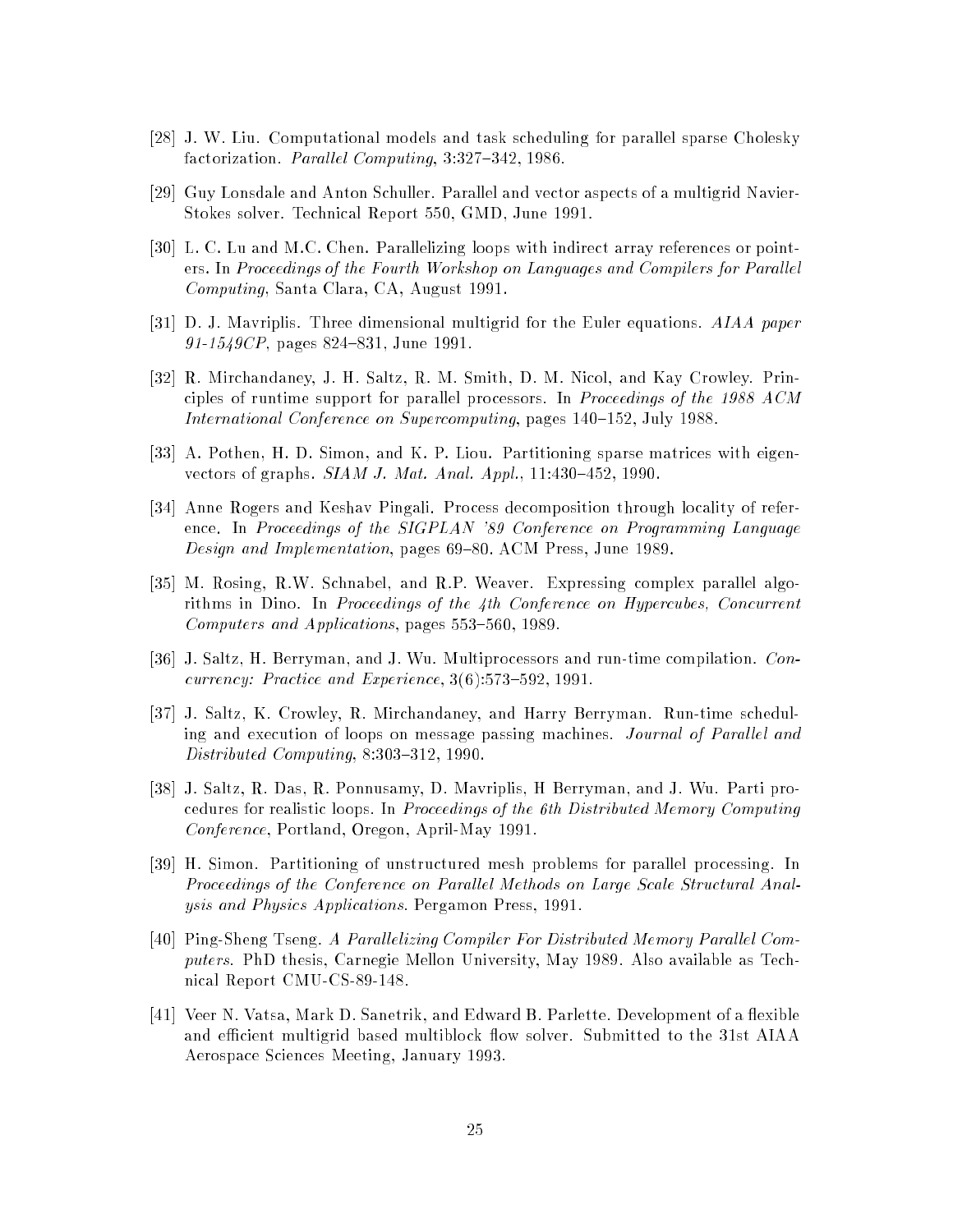[28] J. W. Liu. Computational models and task scheduling for parallel sparse Cholesky factorization. *Parallel Computing*, 3:327–342, 1986.

[29] Guy Lonsdale and Anton Schuller. Parallel and vector aspects of a multigrid Navier-Stokes solver. Technical Report 550, GMD, June 1991.

[30] L. C. Lu and M.C. Chen. Parallelizing loops with indirect array references or pointers. In *Proceedings of the Fourth Workshop on Languages and Compilers for Parallel Computing*, Santa Clara, CA, August 1991.

[31] D. J. Mavriplis. Three dimensional multigrid for the Euler equations. *AIAA paper 91-1549CP*, pages 824–831, June 1991.

[32] R. Mirchandaney, J. H. Saltz, R. M. Smith, D. M. Nicol, and Kay Crowley. Principles of runtime support for parallel processors. In *Proceedings of the 1988 ACM International Conference on Supercomputing*, pages 140–152, July 1988.

[33] A. Pothen, H. D. Simon, and K. P. Liou. Partitioning sparse matrices with eigenvectors of graphs. *SIAM J. Mat. Anal. Appl.*, 11:430–452, 1990.

[34] Anne Rogers and Keshav Pingali. Process decomposition through locality of reference. In *Proceedings of the SIGPLAN '89 Conference on Programming Language Design and Implementation*, pages 69–80. ACM Press, June 1989.

[35] M. Rosing, R.W. Schnabel, and R.P. Weaver. Expressing complex parallel algorithms in Dino. In *Proceedings of the 4th Conference on Hypercubes, Concurrent Computers and Applications*, pages 553–560, 1989.

[36] J. Saltz, H. Berryman, and J. Wu. Multiprocessors and run-time compilation. *Concurrency: Practice and Experience*, 3(6):573–592, 1991.

[37] J. Saltz, K. Crowley, R. Mirchandaney, and Harry Berryman. Run-time scheduling and execution of loops on message passing machines. *Journal of Parallel and Distributed Computing*, 8:303–312, 1990.

[38] J. Saltz, R. Das, R. Ponnusamy, D. Mavriplis, H Berryman, and J. Wu. Parti procedures for realistic loops. In *Proceedings of the 6th Distributed Memory Computing Conference*, Portland, Oregon, April-May 1991.

[39] H. Simon. Partitioning of unstructured mesh problems for parallel processing. In *Proceedings of the Conference on Parallel Methods on Large Scale Structural Analysis and Physics Applications*. Pergamon Press, 1991.

[40] Ping-Sheng Tseng. *A Parallelizing Compiler For Distributed Memory Parallel Computers*. PhD thesis, Carnegie Mellon University, May 1989. Also available as Technical Report CMU-CS-89-148.

[41] Veer N. Vatsa, Mark D. Sanetrik, and Edward B. Parlette. Development of a flexible and efficient multigrid based multiblock flow solver. Submitted to the 31st AIAA Aerospace Sciences Meeting, January 1993.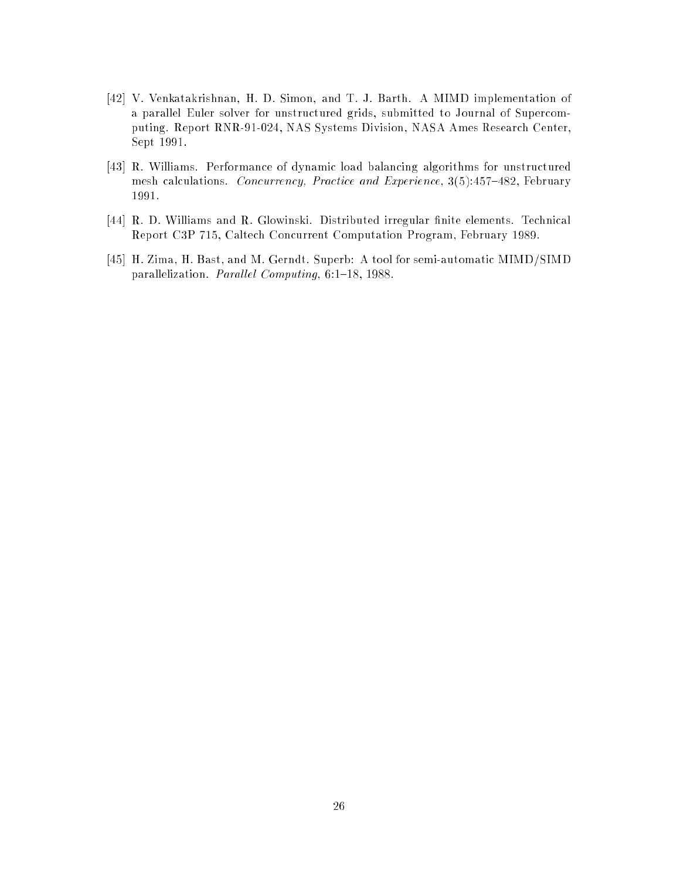[42] V. Venkatakrishnan, H. D. Simon, and T. J. Barth. A MIMD implementation of a parallel Euler solver for unstructured grids, submitted to Journal of Supercomputing. Report RNR-91-024, NAS Systems Division, NASA Ames Research Center, Sept 1991.

[43] R. Williams. Performance of dynamic load balancing algorithms for unstructured mesh calculations. *Concurrency, Practice and Experience*, 3(5):457–482, February 1991.

[44] R. D. Williams and R. Glowinski. Distributed irregular finite elements. Technical Report C3P 715, Caltech Concurrent Computation Program, February 1989.

[45] H. Zima, H. Bast, and M. Gerndt. Superb: A tool for semi-automatic MIMD/SIMD parallelization. *Parallel Computing*, 6:1–18, 1988.